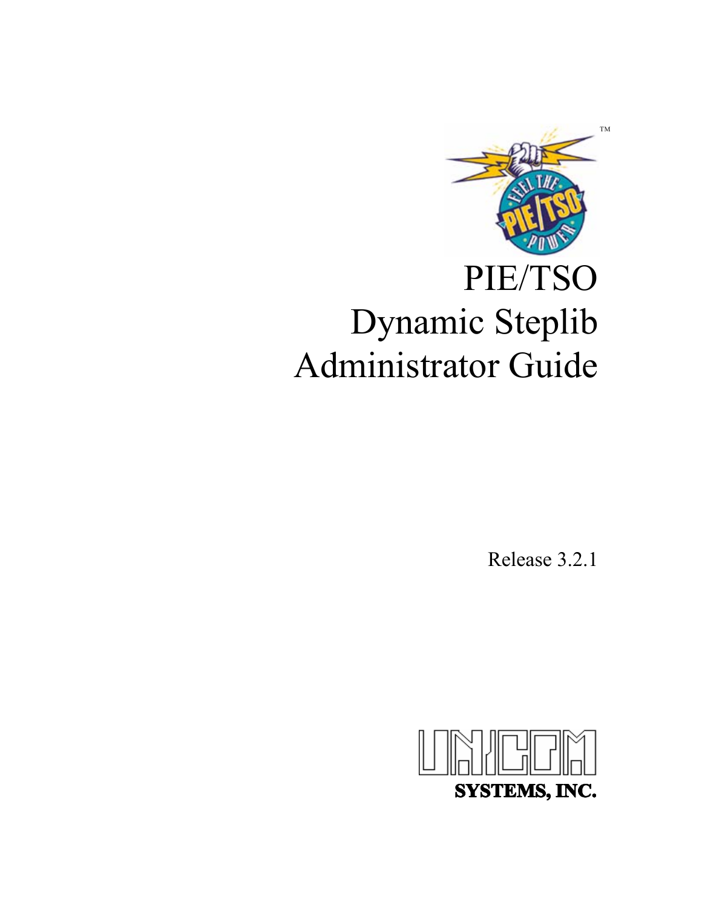# PIE/TSO Dynamic Steplib Administrator Guide

Release 3.2.1

**SYSTEMS, INC.**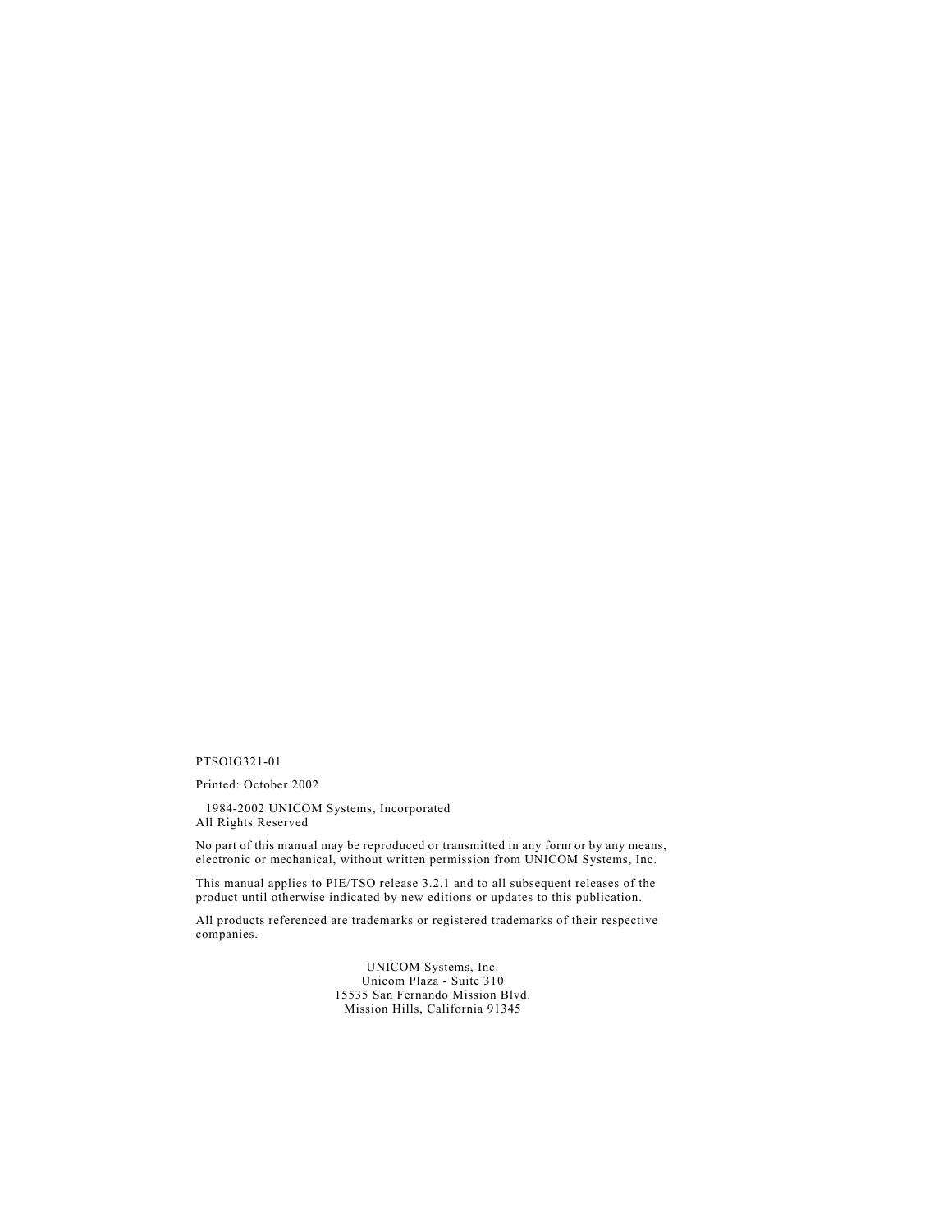PTSOIG321-01

Printed: October 2002

1984-2002 UNICOM Systems, Incorporated
All Rights Reserved

No part of this manual may be reproduced or transmitted in any form or by any means, electronic or mechanical, without written permission from UNICOM Systems, Inc.

This manual applies to PIE/TSO release 3.2.1 and to all subsequent releases of the product until otherwise indicated by new editions or updates to this publication.

All products referenced are trademarks or registered trademarks of their respective companies.

UNICOM Systems, Inc.
Unicom Plaza - Suite 310
15535 San Fernando Mission Blvd.
Mission Hills, California 91345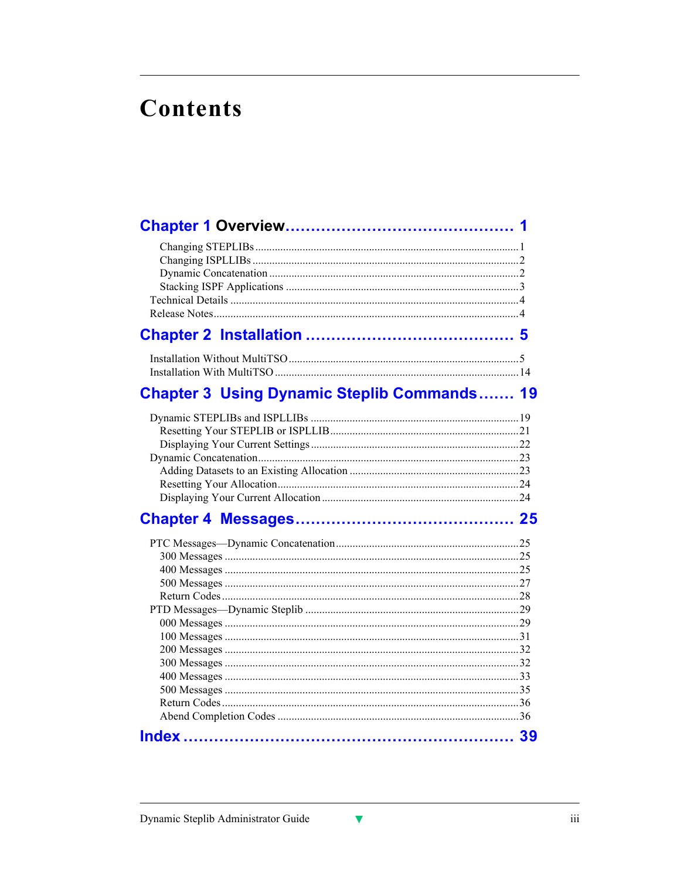# Contents

## Chapter 1 Overview ........................................ 1

- Changing STEPLIBs ........................................ 1
- Changing ISPLLIBs ........................................ 2
- Dynamic Concatenation ........................................ 2
- Stacking ISPF Applications ........................................ 3

Technical Details ........................................ 4

Release Notes ........................................ 4

## Chapter 2 Installation ........................................ 5

Installation Without MultiTSO ........................................ 5

Installation With MultiTSO ........................................ 14

## Chapter 3 Using Dynamic Steplib Commands ....... 19

Dynamic STEPLIBs and ISPLLIBs ........................................ 19

- Resetting Your STEPLIB or ISPLLIB ........................................ 21
- Displaying Your Current Settings ........................................ 22

Dynamic Concatenation ........................................ 23

- Adding Datasets to an Existing Allocation ........................................ 23
- Resetting Your Allocation ........................................ 24
- Displaying Your Current Allocation ........................................ 24

## Chapter 4 Messages ........................................ 25

PTC Messages—Dynamic Concatenation ........................................ 25

- 300 Messages ........................................ 25
- 400 Messages ........................................ 25
- 500 Messages ........................................ 27
- Return Codes ........................................ 28

PTD Messages—Dynamic Steplib ........................................ 29

- 000 Messages ........................................ 29
- 100 Messages ........................................ 31
- 200 Messages ........................................ 32
- 300 Messages ........................................ 32
- 400 Messages ........................................ 33
- 500 Messages ........................................ 35
- Return Codes ........................................ 36
- Abend Completion Codes ........................................ 36

## Index ........................................ 39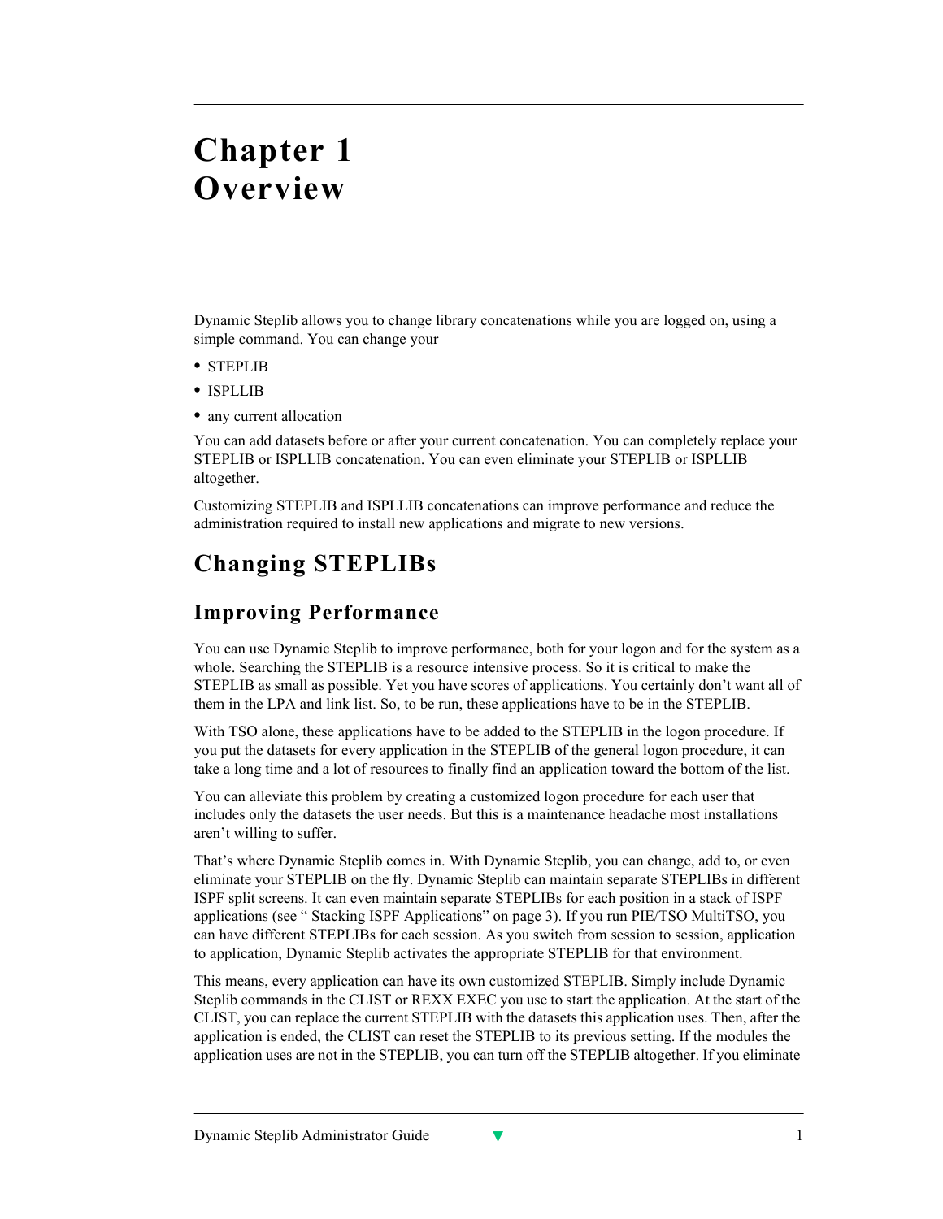# Chapter 1 Overview

Dynamic Steplib allows you to change library concatenations while you are logged on, using a simple command. You can change your

- STEPLIB
- ISPLLIB
- any current allocation

You can add datasets before or after your current concatenation. You can completely replace your STEPLIB or ISPLLIB concatenation. You can even eliminate your STEPLIB or ISPLLIB altogether.

Customizing STEPLIB and ISPLLIB concatenations can improve performance and reduce the administration required to install new applications and migrate to new versions.

## Changing STEPLIBs

### Improving Performance

You can use Dynamic Steplib to improve performance, both for your logon and for the system as a whole. Searching the STEPLIB is a resource intensive process. So it is critical to make the STEPLIB as small as possible. Yet you have scores of applications. You certainly don't want all of them in the LPA and link list. So, to be run, these applications have to be in the STEPLIB.

With TSO alone, these applications have to be added to the STEPLIB in the logon procedure. If you put the datasets for every application in the STEPLIB of the general logon procedure, it can take a long time and a lot of resources to finally find an application toward the bottom of the list.

You can alleviate this problem by creating a customized logon procedure for each user that includes only the datasets the user needs. But this is a maintenance headache most installations aren't willing to suffer.

That's where Dynamic Steplib comes in. With Dynamic Steplib, you can change, add to, or even eliminate your STEPLIB on the fly. Dynamic Steplib can maintain separate STEPLIBs in different ISPF split screens. It can even maintain separate STEPLIBs for each position in a stack of ISPF applications (see " Stacking ISPF Applications" on page 3). If you run PIE/TSO MultiTSO, you can have different STEPLIBs for each session. As you switch from session to session, application to application, Dynamic Steplib activates the appropriate STEPLIB for that environment.

This means, every application can have its own customized STEPLIB. Simply include Dynamic Steplib commands in the CLIST or REXX EXEC you use to start the application. At the start of the CLIST, you can replace the current STEPLIB with the datasets this application uses. Then, after the application is ended, the CLIST can reset the STEPLIB to its previous setting. If the modules the application uses are not in the STEPLIB, you can turn off the STEPLIB altogether. If you eliminate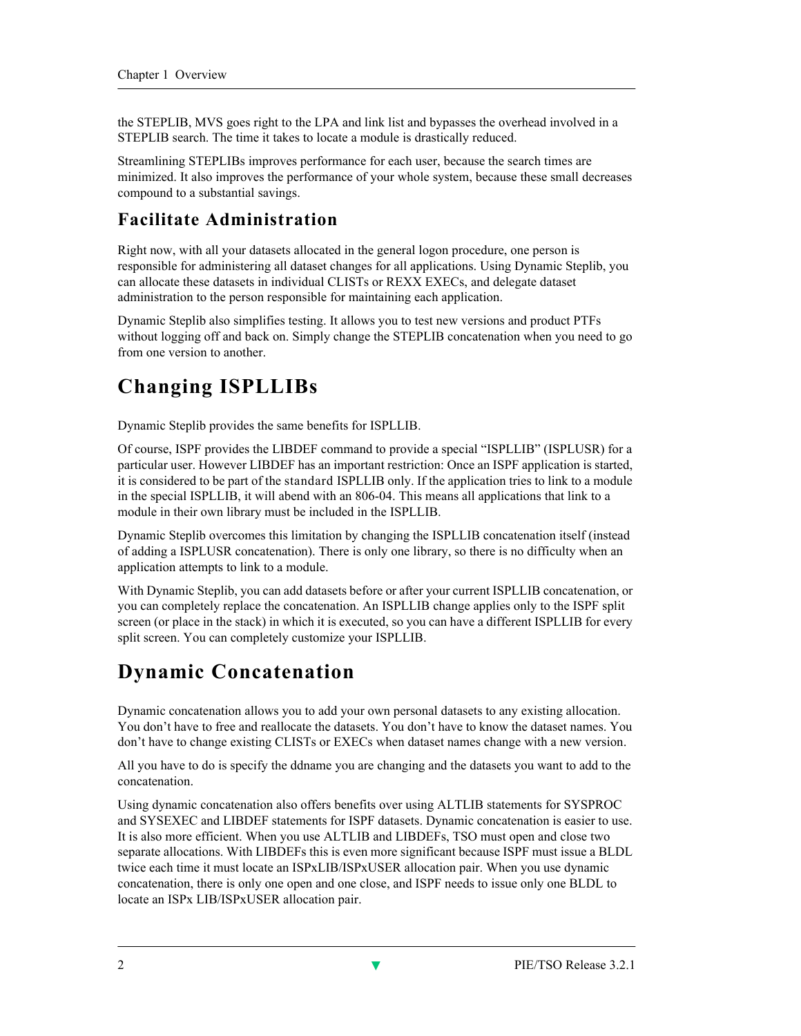the STEPLIB, MVS goes right to the LPA and link list and bypasses the overhead involved in a STEPLIB search. The time it takes to locate a module is drastically reduced.

Streamlining STEPLIBs improves performance for each user, because the search times are minimized. It also improves the performance of your whole system, because these small decreases compound to a substantial savings.

### Facilitate Administration

Right now, with all your datasets allocated in the general logon procedure, one person is responsible for administering all dataset changes for all applications. Using Dynamic Steplib, you can allocate these datasets in individual CLISTs or REXX EXECs, and delegate dataset administration to the person responsible for maintaining each application.

Dynamic Steplib also simplifies testing. It allows you to test new versions and product PTFs without logging off and back on. Simply change the STEPLIB concatenation when you need to go from one version to another.

## Changing ISPLLIBs

Dynamic Steplib provides the same benefits for ISPLLIB.

Of course, ISPF provides the LIBDEF command to provide a special “ISPLLIB” (ISPLUSR) for a particular user. However LIBDEF has an important restriction: Once an ISPF application is started, it is considered to be part of the standard ISPLLIB only. If the application tries to link to a module in the special ISPLLIB, it will abend with an 806-04. This means all applications that link to a module in their own library must be included in the ISPLLIB.

Dynamic Steplib overcomes this limitation by changing the ISPLLIB concatenation itself (instead of adding a ISPLUSR concatenation). There is only one library, so there is no difficulty when an application attempts to link to a module.

With Dynamic Steplib, you can add datasets before or after your current ISPLLIB concatenation, or you can completely replace the concatenation. An ISPLLIB change applies only to the ISPF split screen (or place in the stack) in which it is executed, so you can have a different ISPLLIB for every split screen. You can completely customize your ISPLLIB.

## Dynamic Concatenation

Dynamic concatenation allows you to add your own personal datasets to any existing allocation. You don’t have to free and reallocate the datasets. You don’t have to know the dataset names. You don’t have to change existing CLISTs or EXECs when dataset names change with a new version.

All you have to do is specify the ddname you are changing and the datasets you want to add to the concatenation.

Using dynamic concatenation also offers benefits over using ALTLIB statements for SYSPROC and SYSEXEC and LIBDEF statements for ISPF datasets. Dynamic concatenation is easier to use. It is also more efficient. When you use ALTLIB and LIBDEFs, TSO must open and close two separate allocations. With LIBDEFs this is even more significant because ISPF must issue a BLDL twice each time it must locate an ISPxLIB/ISPxUSER allocation pair. When you use dynamic concatenation, there is only one open and one close, and ISPF needs to issue only one BLDL to locate an ISPx LIB/ISPxUSER allocation pair.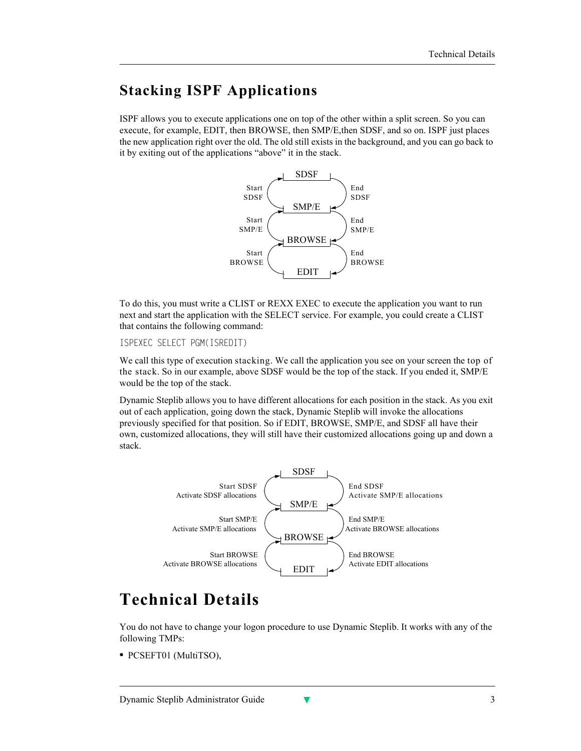## Stacking ISPF Applications

ISPF allows you to execute applications one on top of the other within a split screen. So you can execute, for example, EDIT, then BROWSE, then SMP/E,then SDSF, and so on. ISPF just places the new application right over the old. The old still exists in the background, and you can go back to it by exiting out of the applications "above" it in the stack.

SDSF

Start SDSF / End SDSF

SMP/E

Start SMP/E / End SMP/E

BROWSE

Start BROWSE / End BROWSE

EDIT

To do this, you must write a CLIST or REXX EXEC to execute the application you want to run next and start the application with the SELECT service. For example, you could create a CLIST that contains the following command:

```
ISPEXEC SELECT PGM(ISREDIT)
```

We call this type of execution *stacking*. We call the application you see on your screen the *top of the stack*. So in our example, above SDSF would be the top of the stack. If you ended it, SMP/E would be the top of the stack.

Dynamic Steplib allows you to have different allocations for each position in the stack. As you exit out of each application, going down the stack, Dynamic Steplib will invoke the allocations previously specified for that position. So if EDIT, BROWSE, SMP/E, and SDSF all have their own, customized allocations, they will still have their customized allocations going up and down a stack.

SDSF

Start SDSF / Activate SDSF allocations — End SDSF / Activate SMP/E allocations

SMP/E

Start SMP/E / Activate SMP/E allocations — End SMP/E / Activate BROWSE allocations

BROWSE

Start BROWSE / Activate BROWSE allocations — End BROWSE / Activate EDIT allocations

EDIT

# Technical Details

You do not have to change your logon procedure to use Dynamic Steplib. It works with any of the following TMPs:

- PCSEFT01 (MultiTSO),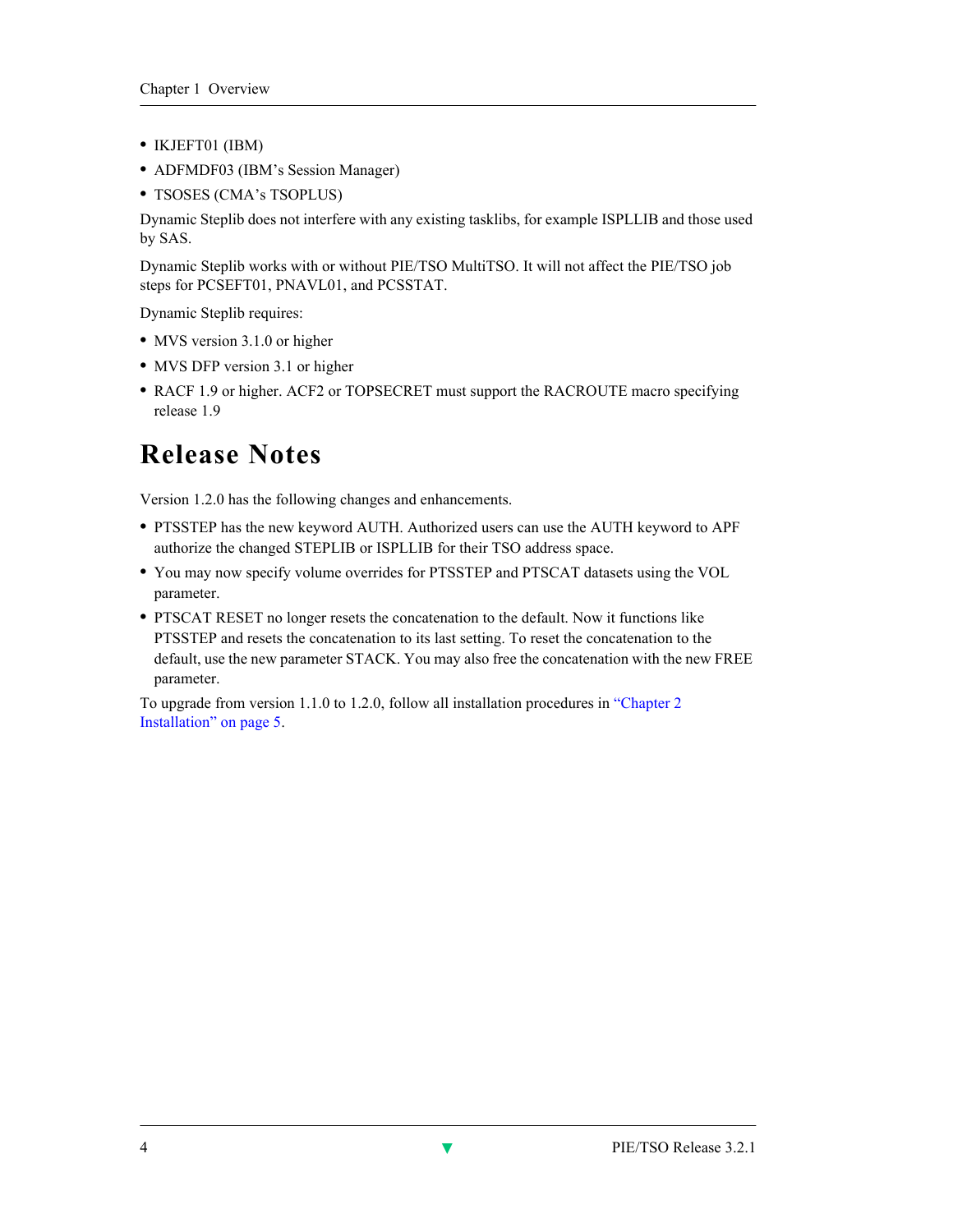- IKJEFT01 (IBM)
- ADFMDF03 (IBM's Session Manager)
- TSOSES (CMA's TSOPLUS)

Dynamic Steplib does not interfere with any existing tasklibs, for example ISPLLIB and those used by SAS.

Dynamic Steplib works with or without PIE/TSO MultiTSO. It will not affect the PIE/TSO job steps for PCSEFT01, PNAVL01, and PCSSTAT.

Dynamic Steplib requires:

- MVS version 3.1.0 or higher
- MVS DFP version 3.1 or higher
- RACF 1.9 or higher. ACF2 or TOPSECRET must support the RACROUTE macro specifying release 1.9

# Release Notes

Version 1.2.0 has the following changes and enhancements.

- PTSSTEP has the new keyword AUTH. Authorized users can use the AUTH keyword to APF authorize the changed STEPLIB or ISPLLIB for their TSO address space.
- You may now specify volume overrides for PTSSTEP and PTSCAT datasets using the VOL parameter.
- PTSCAT RESET no longer resets the concatenation to the default. Now it functions like PTSSTEP and resets the concatenation to its last setting. To reset the concatenation to the default, use the new parameter STACK. You may also free the concatenation with the new FREE parameter.

To upgrade from version 1.1.0 to 1.2.0, follow all installation procedures in "Chapter 2 Installation" on page 5.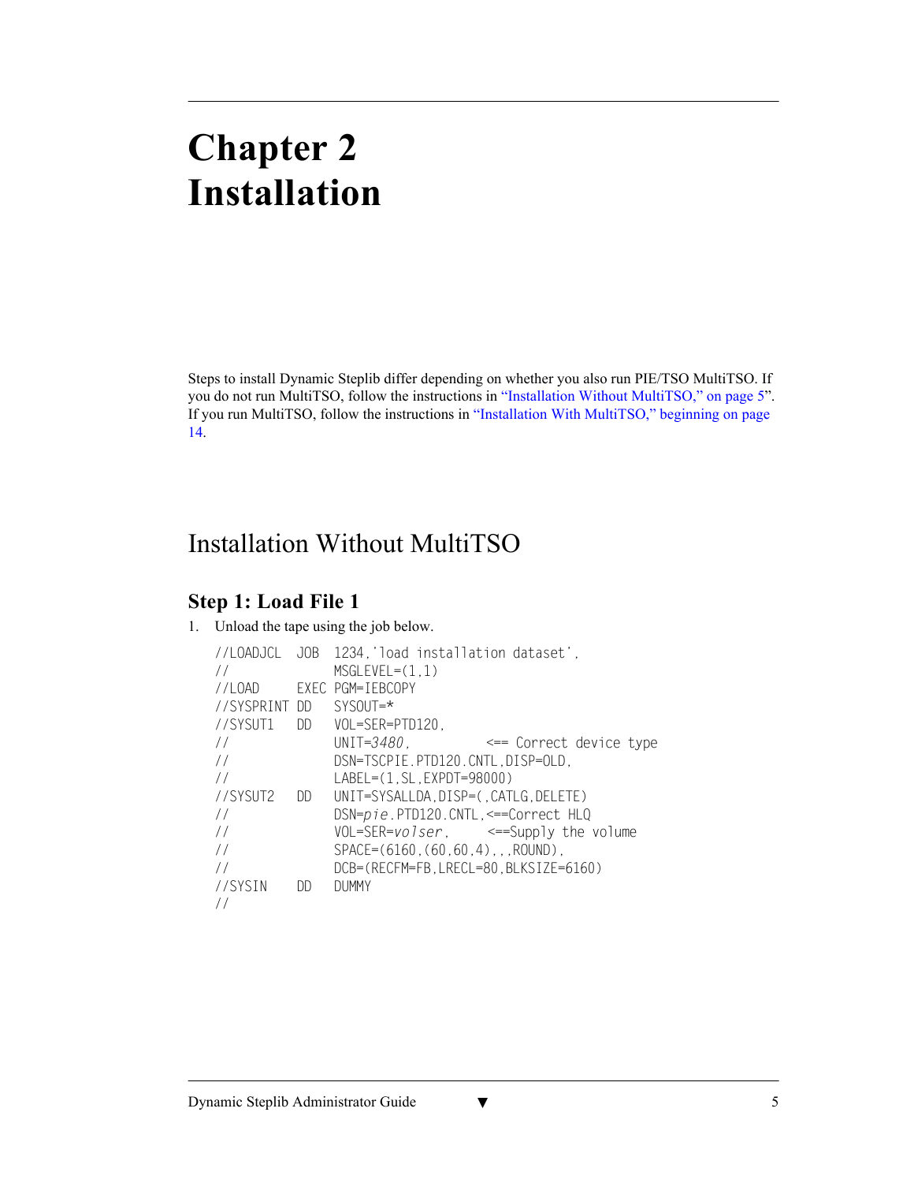# Chapter 2
# Installation

Steps to install Dynamic Steplib differ depending on whether you also run PIE/TSO MultiTSO. If you do not run MultiTSO, follow the instructions in "Installation Without MultiTSO," on page 5". If you run MultiTSO, follow the instructions in "Installation With MultiTSO," beginning on page 14.

## Installation Without MultiTSO

### Step 1: Load File 1

1. Unload the tape using the job below.

```
//LOADJCL  JOB  1234,'load installation dataset',
//              MSGLEVEL=(1,1)
//LOAD     EXEC PGM=IEBCOPY
//SYSPRINT DD   SYSOUT=*
//SYSUT1   DD   VOL=SER=PTD120,
//              UNIT=3480,          <== Correct device type
//              DSN=TSCPIE.PTD120.CNTL,DISP=OLD,
//              LABEL=(1,SL,EXPDT=98000)
//SYSUT2   DD   UNIT=SYSALLDA,DISP=(,CATLG,DELETE)
//              DSN=pie.PTD120.CNTL,<==Correct HLQ
//              VOL=SER=volser,     <==Supply the volume
//              SPACE=(6160,(60,60,4),,,ROUND),
//              DCB=(RECFM=FB,LRECL=80,BLKSIZE=6160)
//SYSIN    DD   DUMMY
//
```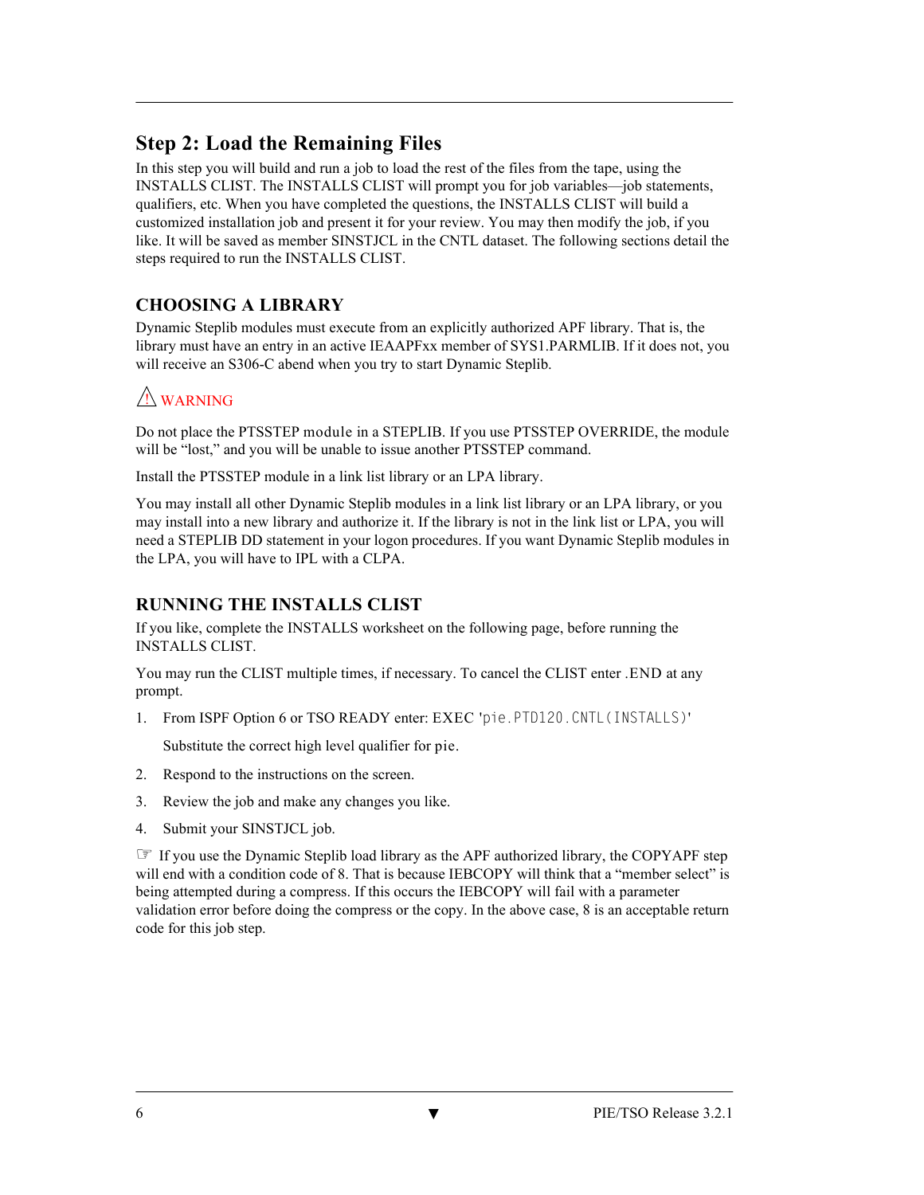## Step 2: Load the Remaining Files

In this step you will build and run a job to load the rest of the files from the tape, using the INSTALLS CLIST. The INSTALLS CLIST will prompt you for job variables—job statements, qualifiers, etc. When you have completed the questions, the INSTALLS CLIST will build a customized installation job and present it for your review. You may then modify the job, if you like. It will be saved as member SINSTJCL in the CNTL dataset. The following sections detail the steps required to run the INSTALLS CLIST.

### CHOOSING A LIBRARY

Dynamic Steplib modules must execute from an explicitly authorized APF library. That is, the library must have an entry in an active IEAAPFxx member of SYS1.PARMLIB. If it does not, you will receive an S306-C abend when you try to start Dynamic Steplib.

⚠ WARNING

Do not place the PTSSTEP module in a STEPLIB. If you use PTSSTEP OVERRIDE, the module will be “lost,” and you will be unable to issue another PTSSTEP command.

Install the PTSSTEP module in a link list library or an LPA library.

You may install all other Dynamic Steplib modules in a link list library or an LPA library, or you may install into a new library and authorize it. If the library is not in the link list or LPA, you will need a STEPLIB DD statement in your logon procedures. If you want Dynamic Steplib modules in the LPA, you will have to IPL with a CLPA.

### RUNNING THE INSTALLS CLIST

If you like, complete the INSTALLS worksheet on the following page, before running the INSTALLS CLIST.

You may run the CLIST multiple times, if necessary. To cancel the CLIST enter .END at any prompt.

1. From ISPF Option 6 or TSO READY enter: EXEC '`pie.PTD120.CNTL(INSTALLS)`'

   Substitute the correct high level qualifier for `pie`.

2. Respond to the instructions on the screen.

3. Review the job and make any changes you like.

4. Submit your SINSTJCL job.

☞ If you use the Dynamic Steplib load library as the APF authorized library, the COPYAPF step will end with a condition code of 8. That is because IEBCOPY will think that a “member select” is being attempted during a compress. If this occurs the IEBCOPY will fail with a parameter validation error before doing the compress or the copy. In the above case, 8 is an acceptable return code for this job step.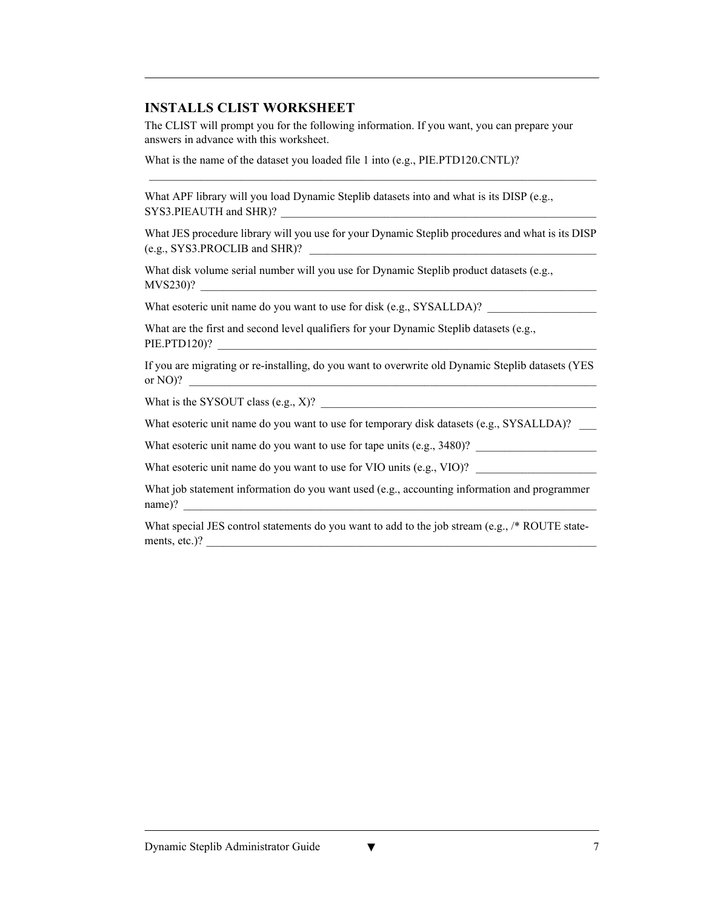## INSTALLS CLIST WORKSHEET

The CLIST will prompt you for the following information. If you want, you can prepare your answers in advance with this worksheet.

What is the name of the dataset you loaded file 1 into (e.g., PIE.PTD120.CNTL)?

________________________________________________________________________________

What APF library will you load Dynamic Steplib datasets into and what is its DISP (e.g., SYS3.PIEAUTH and SHR)? ________________________________________________________

What JES procedure library will you use for your Dynamic Steplib procedures and what is its DISP (e.g., SYS3.PROCLIB and SHR)? _________________________________________________

What disk volume serial number will you use for Dynamic Steplib product datasets (e.g., MVS230)? _______________________________________________________________________

What esoteric unit name do you want to use for disk (e.g., SYSALLDA)? __________________

What are the first and second level qualifiers for your Dynamic Steplib datasets (e.g., PIE.PTD120)? ____________________________________________________________________

If you are migrating or re-installing, do you want to overwrite old Dynamic Steplib datasets (YES or NO)? _______________________________________________________________________

What is the SYSOUT class (e.g., X)? _________________________________________________

What esoteric unit name do you want to use for temporary disk datasets (e.g., SYSALLDA)? ___

What esoteric unit name do you want to use for tape units (e.g., 3480)? ____________________

What esoteric unit name do you want to use for VIO units (e.g., VIO)? ____________________

What job statement information do you want used (e.g., accounting information and programmer name)? ______________________________________________________________________

What special JES control statements do you want to add to the job stream (e.g., /* ROUTE statements, etc.)? ___________________________________________________________________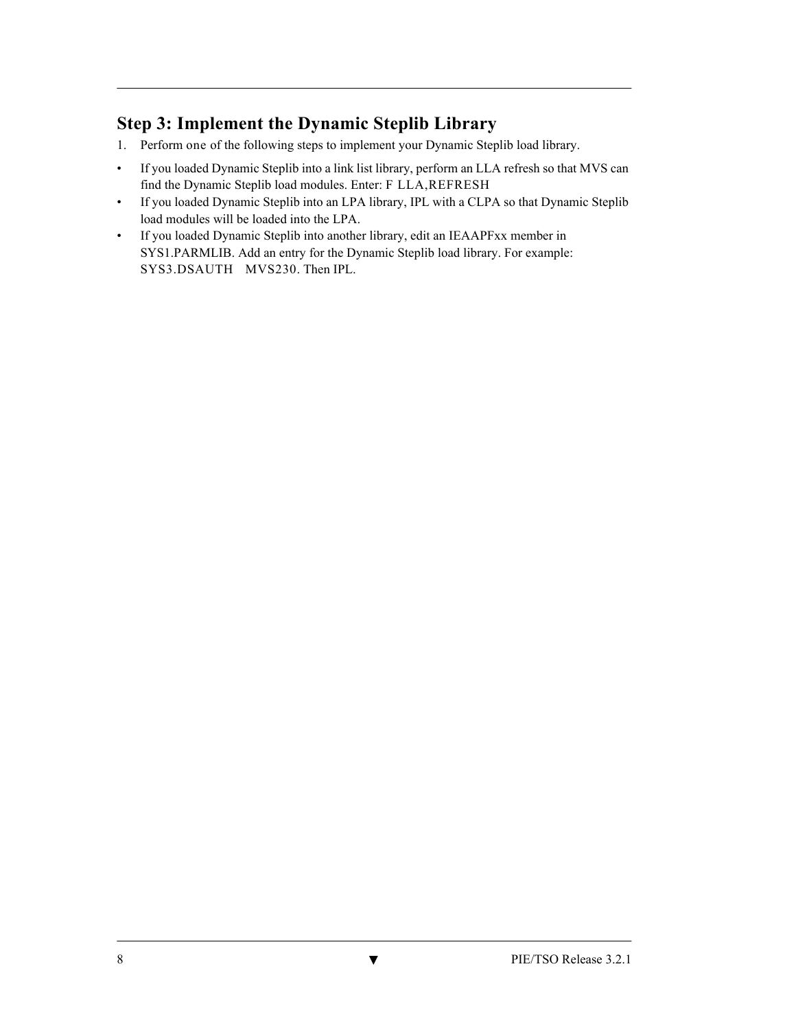## Step 3: Implement the Dynamic Steplib Library

1. Perform one of the following steps to implement your Dynamic Steplib load library.

- If you loaded Dynamic Steplib into a link list library, perform an LLA refresh so that MVS can find the Dynamic Steplib load modules. Enter: `F LLA,REFRESH`
- If you loaded Dynamic Steplib into an LPA library, IPL with a CLPA so that Dynamic Steplib load modules will be loaded into the LPA.
- If you loaded Dynamic Steplib into another library, edit an IEAAPFxx member in SYS1.PARMLIB. Add an entry for the Dynamic Steplib load library. For example: `SYS3.DSAUTH MVS230`. Then IPL.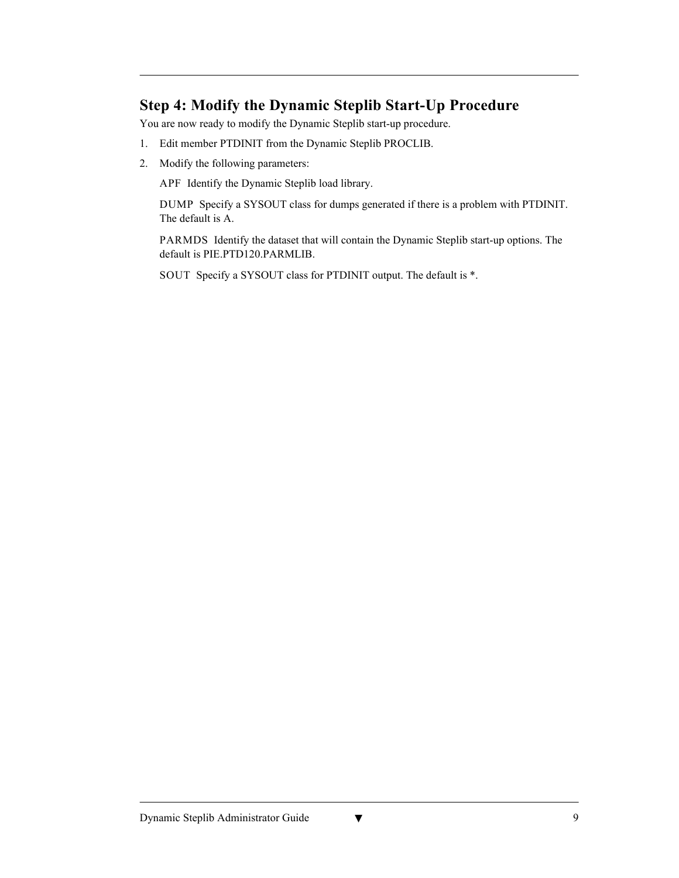## Step 4: Modify the Dynamic Steplib Start-Up Procedure

You are now ready to modify the Dynamic Steplib start-up procedure.

1. Edit member PTDINIT from the Dynamic Steplib PROCLIB.
2. Modify the following parameters:

   APF  Identify the Dynamic Steplib load library.

   DUMP  Specify a SYSOUT class for dumps generated if there is a problem with PTDINIT. The default is A.

   PARMDS  Identify the dataset that will contain the Dynamic Steplib start-up options. The default is PIE.PTD120.PARMLIB.

   SOUT  Specify a SYSOUT class for PTDINIT output. The default is *.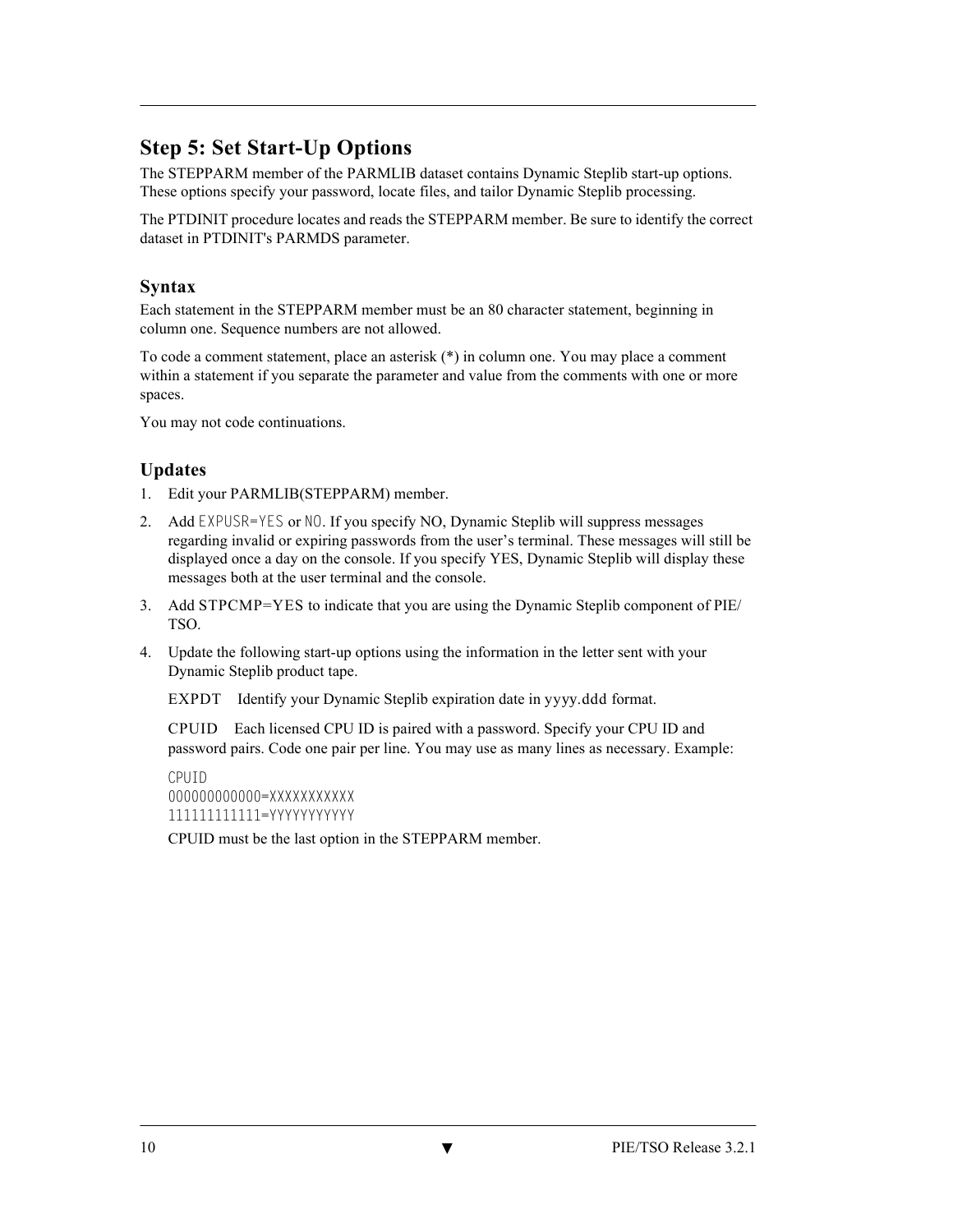## Step 5: Set Start-Up Options

The STEPPARM member of the PARMLIB dataset contains Dynamic Steplib start-up options. These options specify your password, locate files, and tailor Dynamic Steplib processing.

The PTDINIT procedure locates and reads the STEPPARM member. Be sure to identify the correct dataset in PTDINIT's PARMDS parameter.

### Syntax

Each statement in the STEPPARM member must be an 80 character statement, beginning in column one. Sequence numbers are not allowed.

To code a comment statement, place an asterisk (*) in column one. You may place a comment within a statement if you separate the parameter and value from the comments with one or more spaces.

You may not code continuations.

### Updates

1. Edit your PARMLIB(STEPPARM) member.
2. Add `EXPUSR=YES` or `NO`. If you specify NO, Dynamic Steplib will suppress messages regarding invalid or expiring passwords from the user's terminal. These messages will still be displayed once a day on the console. If you specify YES, Dynamic Steplib will display these messages both at the user terminal and the console.
3. Add STPCMP=YES to indicate that you are using the Dynamic Steplib component of PIE/TSO.
4. Update the following start-up options using the information in the letter sent with your Dynamic Steplib product tape.

   EXPDT Identify your Dynamic Steplib expiration date in yyyy.ddd format.

   CPUID Each licensed CPU ID is paired with a password. Specify your CPU ID and password pairs. Code one pair per line. You may use as many lines as necessary. Example:

   ```
   CPUID
   000000000000=XXXXXXXXXXX
   111111111111=YYYYYYYYYYY
   ```

   CPUID must be the last option in the STEPPARM member.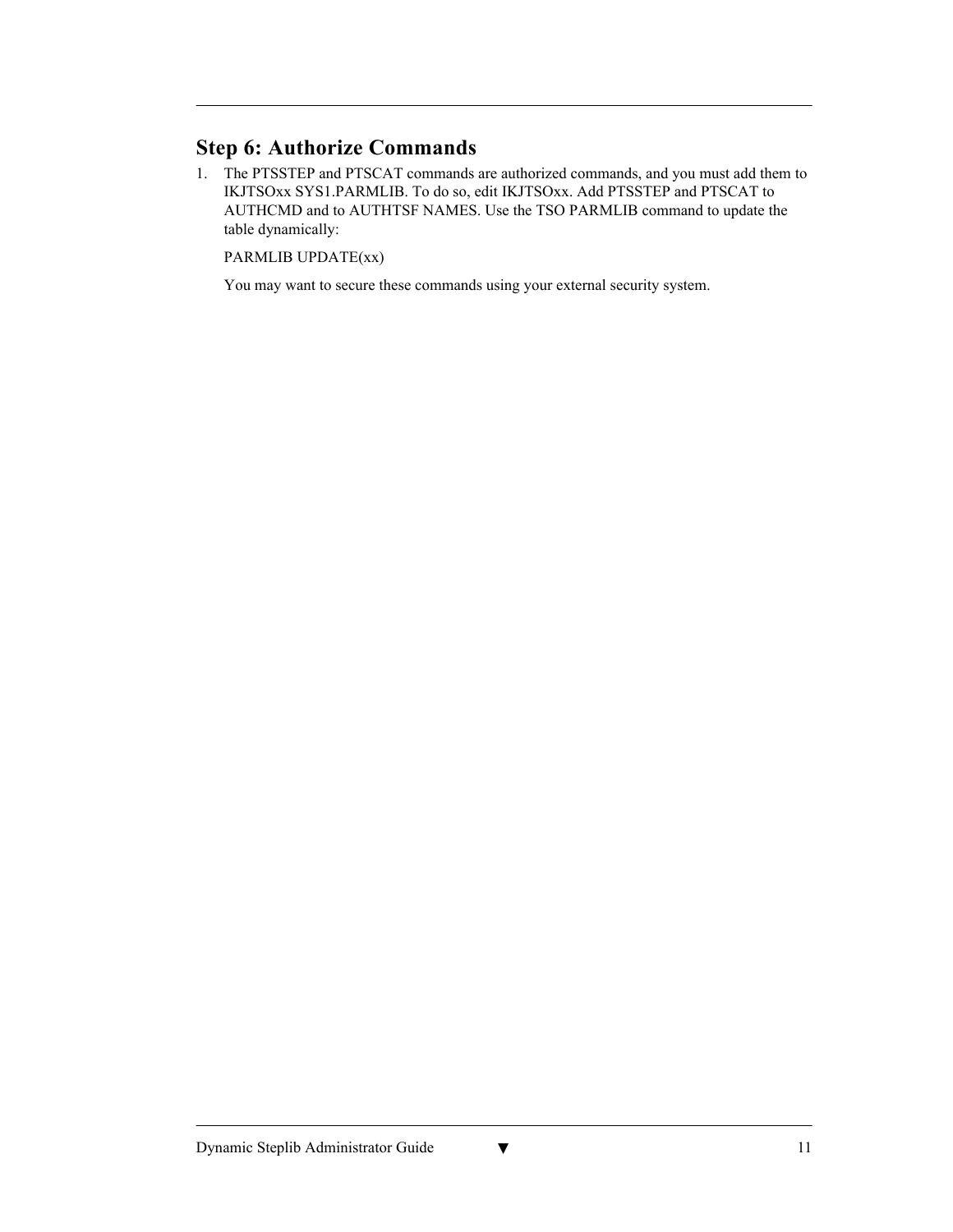## Step 6: Authorize Commands

1. The PTSSTEP and PTSCAT commands are authorized commands, and you must add them to IKJTSOxx SYS1.PARMLIB. To do so, edit IKJTSOxx. Add PTSSTEP and PTSCAT to AUTHCMD and to AUTHTSF NAMES. Use the TSO PARMLIB command to update the table dynamically:

   PARMLIB UPDATE(xx)

   You may want to secure these commands using your external security system.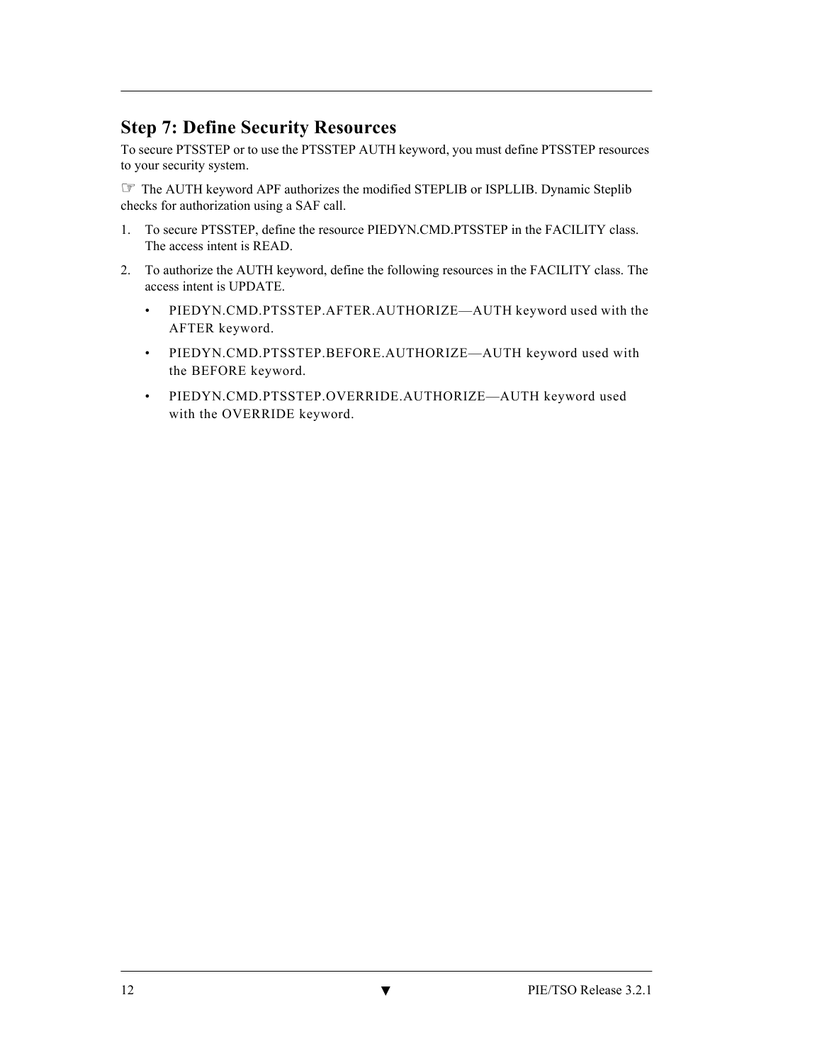## Step 7: Define Security Resources

To secure PTSSTEP or to use the PTSSTEP AUTH keyword, you must define PTSSTEP resources to your security system.

☞ The AUTH keyword APF authorizes the modified STEPLIB or ISPLLIB. Dynamic Steplib checks for authorization using a SAF call.

1. To secure PTSSTEP, define the resource PIEDYN.CMD.PTSSTEP in the FACILITY class. The access intent is READ.
2. To authorize the AUTH keyword, define the following resources in the FACILITY class. The access intent is UPDATE.
   - PIEDYN.CMD.PTSSTEP.AFTER.AUTHORIZE—AUTH keyword used with the AFTER keyword.
   - PIEDYN.CMD.PTSSTEP.BEFORE.AUTHORIZE—AUTH keyword used with the BEFORE keyword.
   - PIEDYN.CMD.PTSSTEP.OVERRIDE.AUTHORIZE—AUTH keyword used with the OVERRIDE keyword.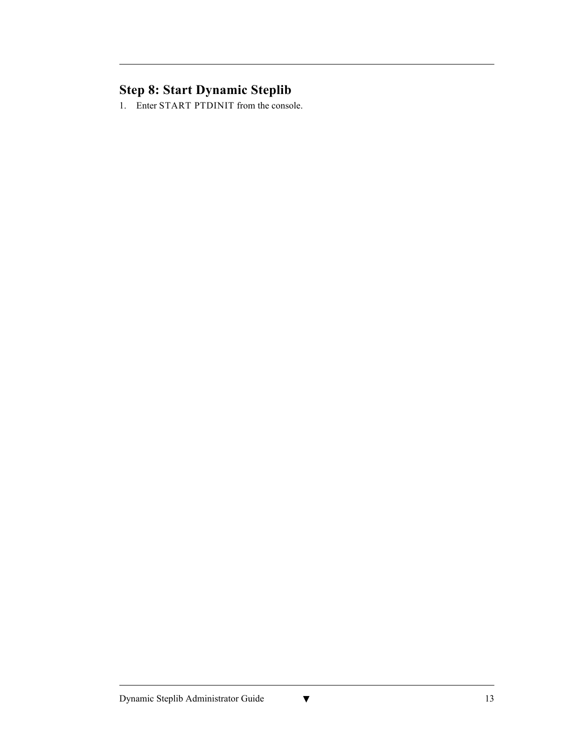## Step 8: Start Dynamic Steplib

1. Enter START PTDINIT from the console.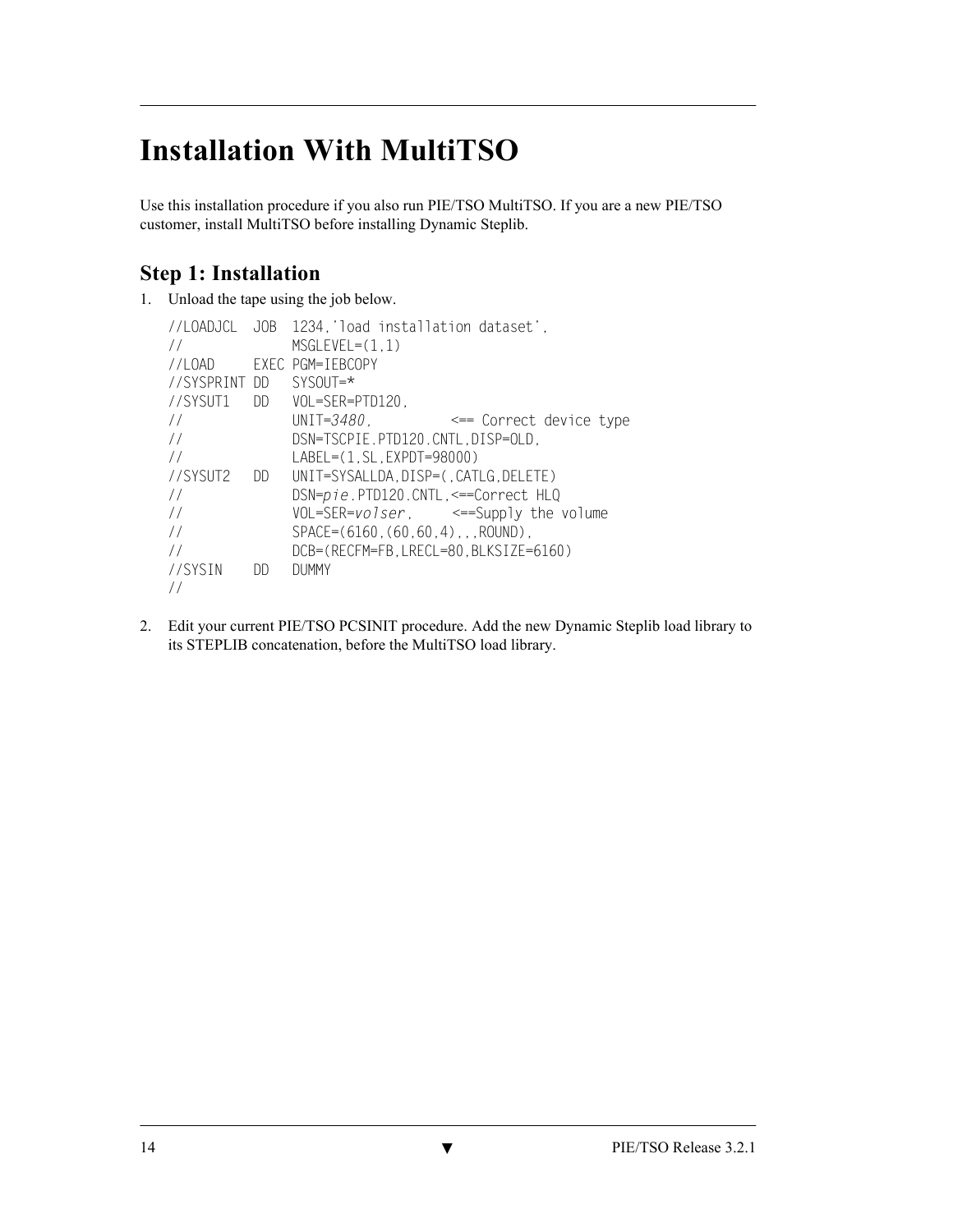# Installation With MultiTSO

Use this installation procedure if you also run PIE/TSO MultiTSO. If you are a new PIE/TSO customer, install MultiTSO before installing Dynamic Steplib.

## Step 1: Installation

1. Unload the tape using the job below.

   ```
   //LOADJCL  JOB  1234,'load installation dataset',
   //              MSGLEVEL=(1,1)
   //LOAD     EXEC PGM=IEBCOPY
   //SYSPRINT DD   SYSOUT=*
   //SYSUT1   DD   VOL=SER=PTD120,
   //              UNIT=3480,          <== Correct device type
   //              DSN=TSCPIE.PTD120.CNTL,DISP=OLD,
   //              LABEL=(1,SL,EXPDT=98000)
   //SYSUT2   DD   UNIT=SYSALLDA,DISP=(,CATLG,DELETE)
   //              DSN=pie.PTD120.CNTL,<==Correct HLQ
   //              VOL=SER=volser,     <==Supply the volume
   //              SPACE=(6160,(60,60,4),,,ROUND),
   //              DCB=(RECFM=FB,LRECL=80,BLKSIZE=6160)
   //SYSIN    DD   DUMMY
   //
   ```

2. Edit your current PIE/TSO PCSINIT procedure. Add the new Dynamic Steplib load library to its STEPLIB concatenation, before the MultiTSO load library.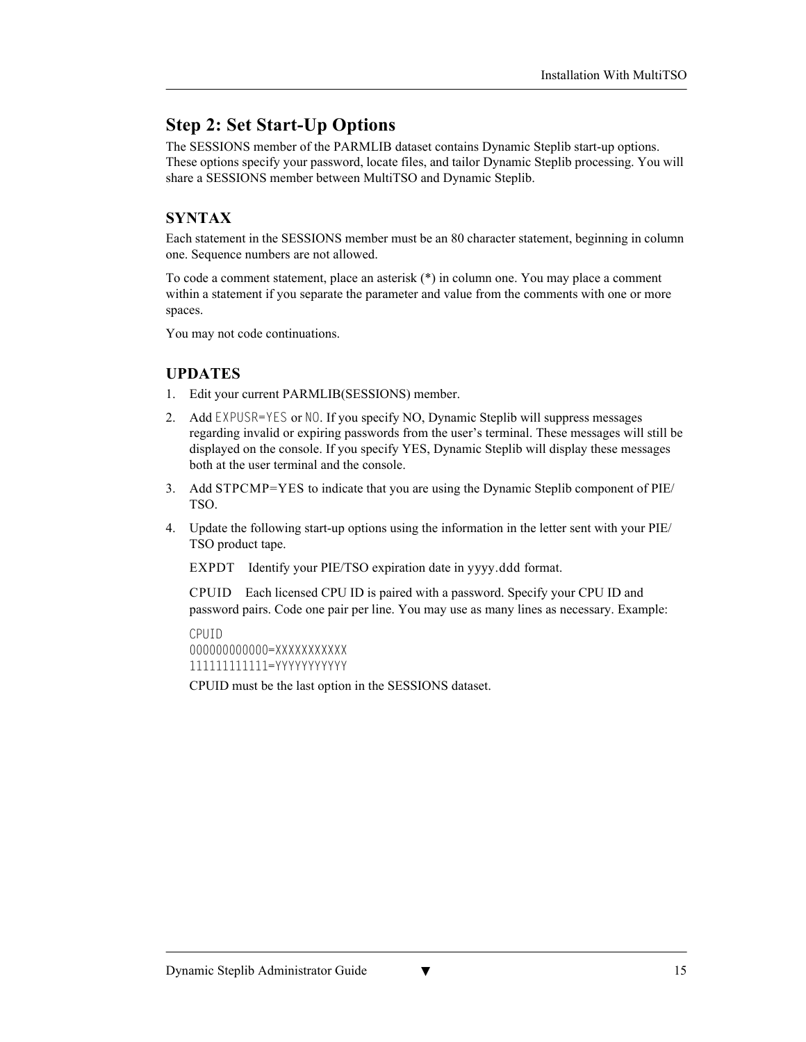## Step 2: Set Start-Up Options

The SESSIONS member of the PARMLIB dataset contains Dynamic Steplib start-up options. These options specify your password, locate files, and tailor Dynamic Steplib processing. You will share a SESSIONS member between MultiTSO and Dynamic Steplib.

### SYNTAX

Each statement in the SESSIONS member must be an 80 character statement, beginning in column one. Sequence numbers are not allowed.

To code a comment statement, place an asterisk (*) in column one. You may place a comment within a statement if you separate the parameter and value from the comments with one or more spaces.

You may not code continuations.

### UPDATES

1. Edit your current PARMLIB(SESSIONS) member.
2. Add `EXPUSR=YES` or `NO`. If you specify NO, Dynamic Steplib will suppress messages regarding invalid or expiring passwords from the user's terminal. These messages will still be displayed on the console. If you specify YES, Dynamic Steplib will display these messages both at the user terminal and the console.
3. Add STPCMP=YES to indicate that you are using the Dynamic Steplib component of PIE/TSO.
4. Update the following start-up options using the information in the letter sent with your PIE/TSO product tape.

   EXPDT  Identify your PIE/TSO expiration date in yyyy.ddd format.

   CPUID  Each licensed CPU ID is paired with a password. Specify your CPU ID and password pairs. Code one pair per line. You may use as many lines as necessary. Example:

   ```
   CPUID
   000000000000=XXXXXXXXXXX
   111111111111=YYYYYYYYYYY
   ```

   CPUID must be the last option in the SESSIONS dataset.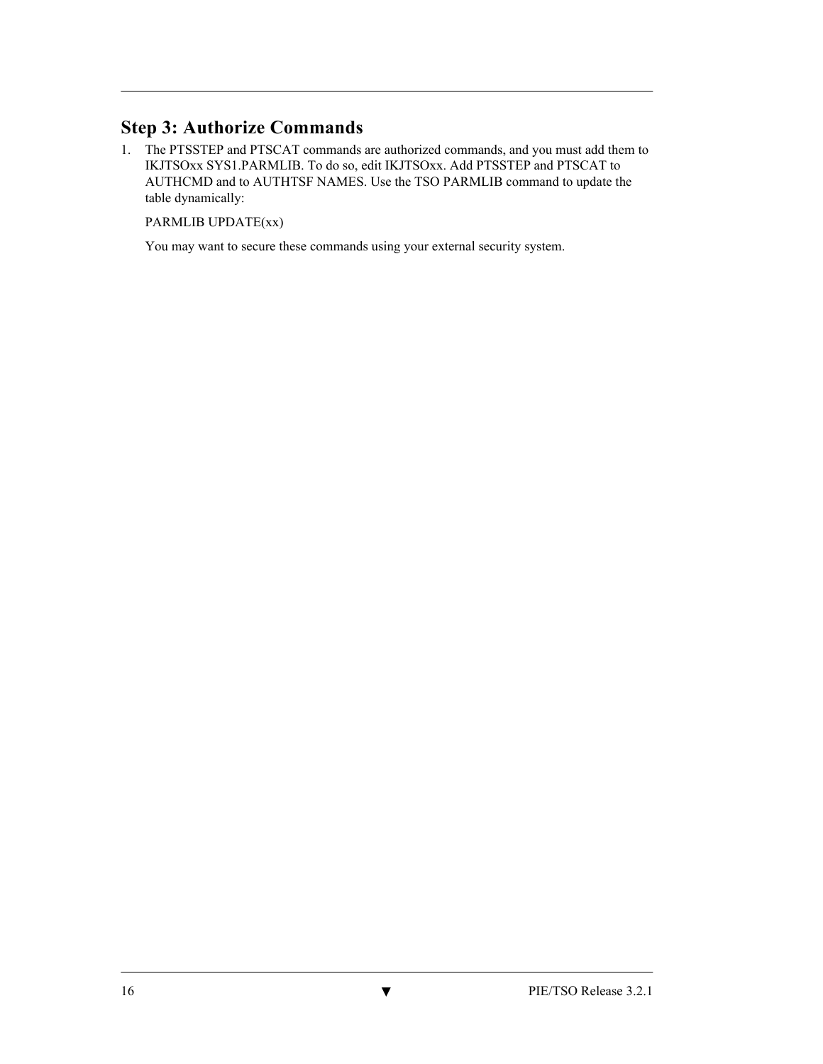## Step 3: Authorize Commands

1. The PTSSTEP and PTSCAT commands are authorized commands, and you must add them to IKJTSOxx SYS1.PARMLIB. To do so, edit IKJTSOxx. Add PTSSTEP and PTSCAT to AUTHCMD and to AUTHTSF NAMES. Use the TSO PARMLIB command to update the table dynamically:

   PARMLIB UPDATE(xx)

   You may want to secure these commands using your external security system.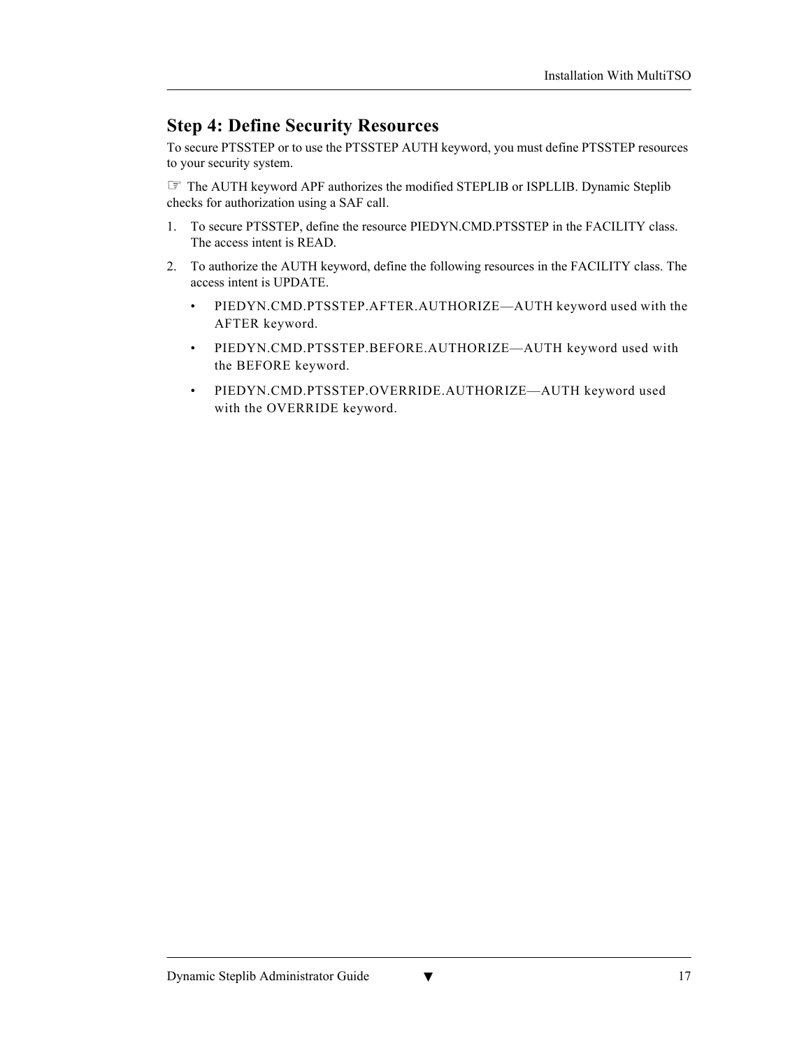## Step 4: Define Security Resources

To secure PTSSTEP or to use the PTSSTEP AUTH keyword, you must define PTSSTEP resources to your security system.

☞ The AUTH keyword APF authorizes the modified STEPLIB or ISPLLIB. Dynamic Steplib checks for authorization using a SAF call.

1. To secure PTSSTEP, define the resource PIEDYN.CMD.PTSSTEP in the FACILITY class. The access intent is READ.
2. To authorize the AUTH keyword, define the following resources in the FACILITY class. The access intent is UPDATE.
   - PIEDYN.CMD.PTSSTEP.AFTER.AUTHORIZE—AUTH keyword used with the AFTER keyword.
   - PIEDYN.CMD.PTSSTEP.BEFORE.AUTHORIZE—AUTH keyword used with the BEFORE keyword.
   - PIEDYN.CMD.PTSSTEP.OVERRIDE.AUTHORIZE—AUTH keyword used with the OVERRIDE keyword.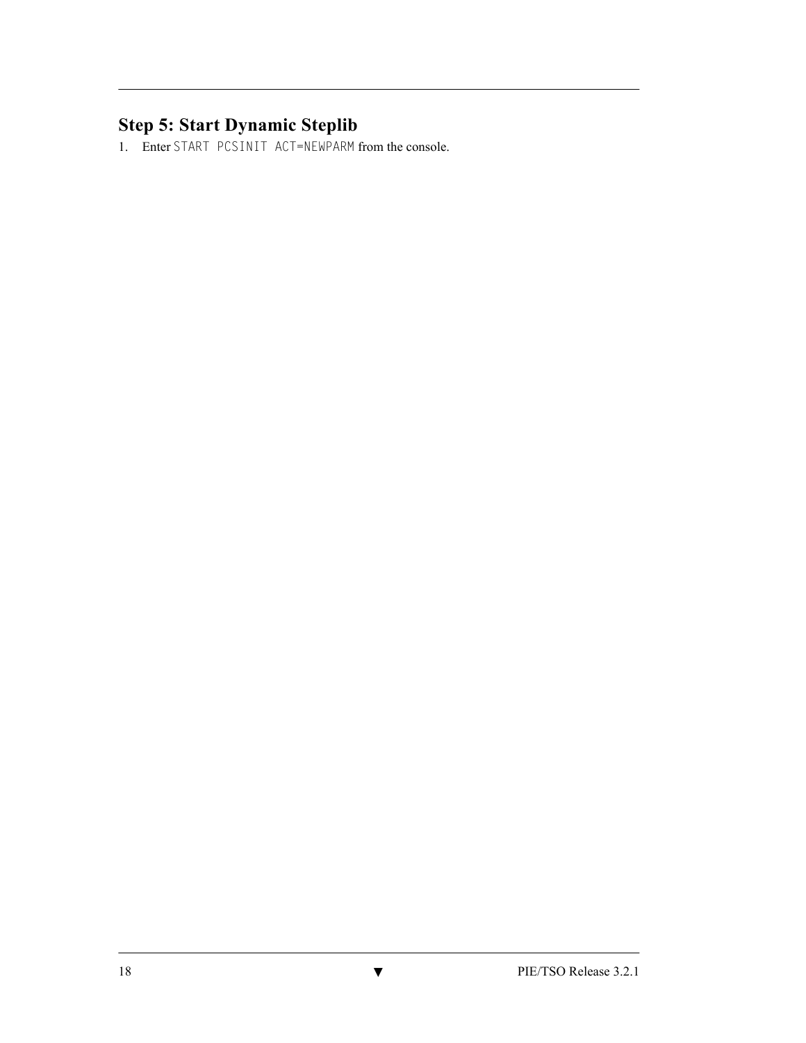## Step 5: Start Dynamic Steplib

1. Enter `START PCSINIT ACT=NEWPARM` from the console.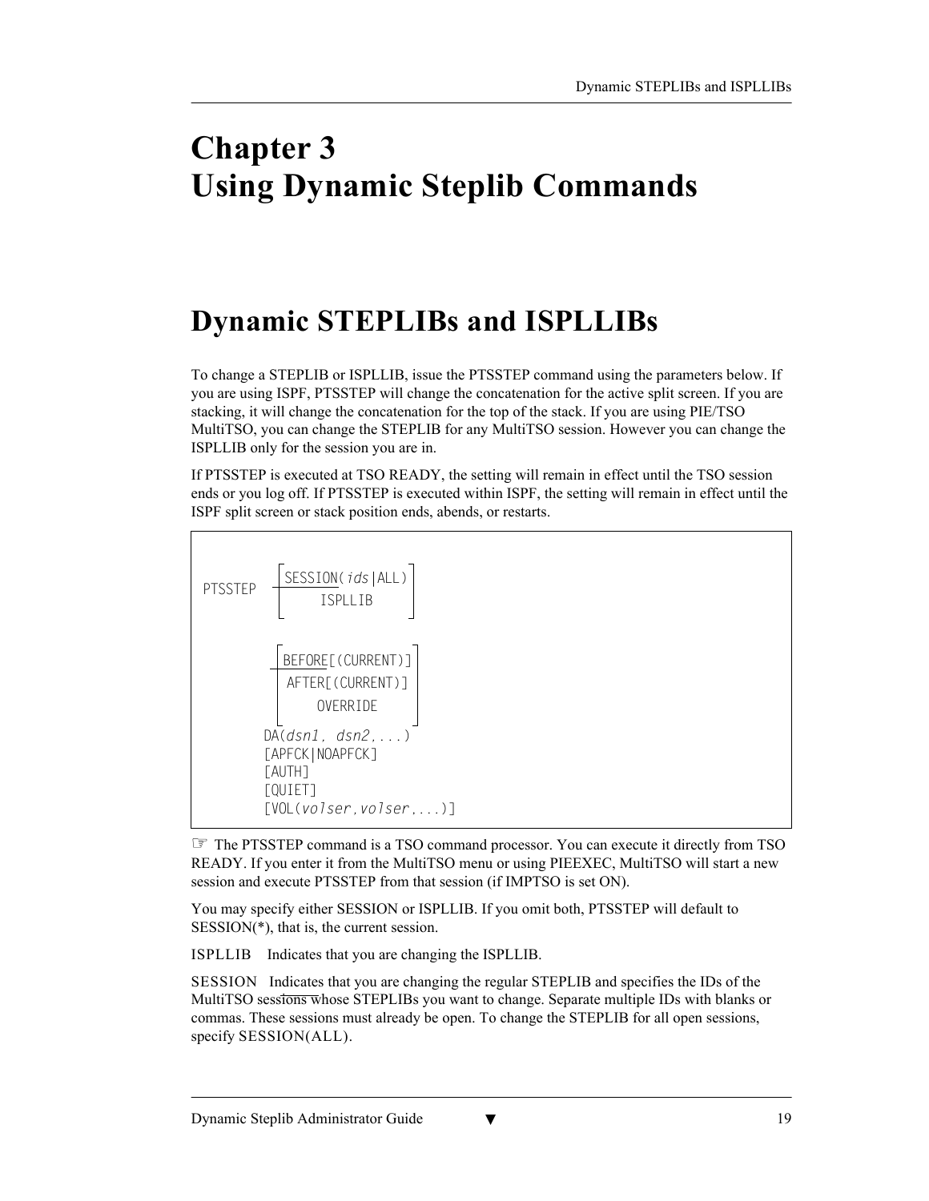# Chapter 3
# Using Dynamic Steplib Commands

## Dynamic STEPLIBs and ISPLLIBs

To change a STEPLIB or ISPLLIB, issue the PTSSTEP command using the parameters below. If you are using ISPF, PTSSTEP will change the concatenation for the active split screen. If you are stacking, it will change the concatenation for the top of the stack. If you are using PIE/TSO MultiTSO, you can change the STEPLIB for any MultiTSO session. However you can change the ISPLLIB only for the session you are in.

If PTSSTEP is executed at TSO READY, the setting will remain in effect until the TSO session ends or you log off. If PTSSTEP is executed within ISPF, the setting will remain in effect until the ISPF split screen or stack position ends, abends, or restarts.

```
PTSSTEP  [ SESSION(ids|ALL) ]
         [ ISPLLIB          ]

         [ BEFORE[(CURRENT)] ]
         [ AFTER[(CURRENT)]  ]
         [ OVERRIDE          ]
       DA(dsn1, dsn2,...)
       [APFCK|NOAPFCK]
       [AUTH]
       [QUIET]
       [VOL(volser,volser,...)]
```

☞ The PTSSTEP command is a TSO command processor. You can execute it directly from TSO READY. If you enter it from the MultiTSO menu or using PIEEXEC, MultiTSO will start a new session and execute PTSSTEP from that session (if IMPTSO is set ON).

You may specify either SESSION or ISPLLIB. If you omit both, PTSSTEP will default to SESSION(*), that is, the current session.

ISPLLIB    Indicates that you are changing the ISPLLIB.

SESSION    Indicates that you are changing the regular STEPLIB and specifies the IDs of the MultiTSO sessions whose STEPLIBs you want to change. Separate multiple IDs with blanks or commas. These sessions must already be open. To change the STEPLIB for all open sessions, specify SESSION(ALL).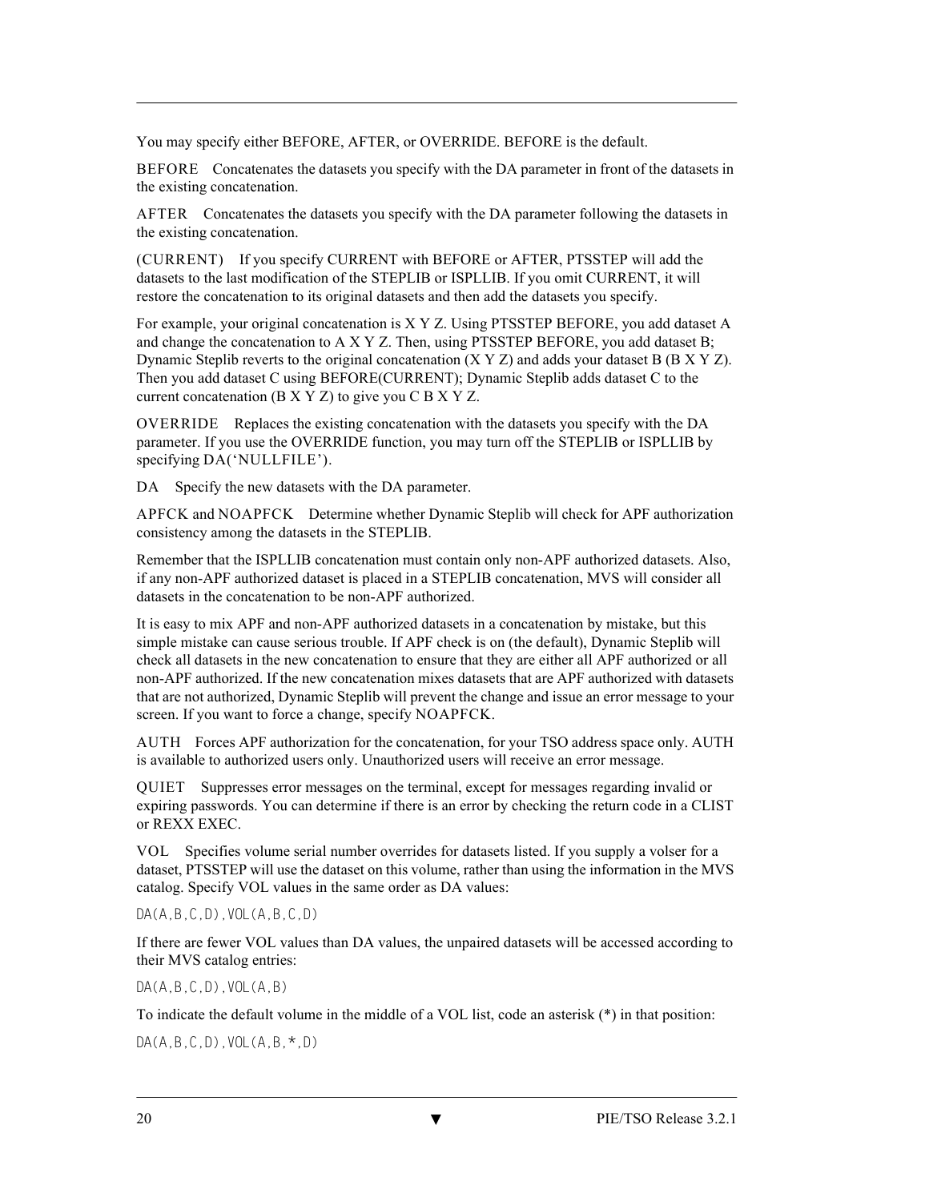You may specify either BEFORE, AFTER, or OVERRIDE. BEFORE is the default.

BEFORE    Concatenates the datasets you specify with the DA parameter in front of the datasets in the existing concatenation.

AFTER    Concatenates the datasets you specify with the DA parameter following the datasets in the existing concatenation.

(CURRENT)    If you specify CURRENT with BEFORE or AFTER, PTSSTEP will add the datasets to the last modification of the STEPLIB or ISPLLIB. If you omit CURRENT, it will restore the concatenation to its original datasets and then add the datasets you specify.

For example, your original concatenation is X Y Z. Using PTSSTEP BEFORE, you add dataset A and change the concatenation to A X Y Z. Then, using PTSSTEP BEFORE, you add dataset B; Dynamic Steplib reverts to the original concatenation (X Y Z) and adds your dataset B (B X Y Z). Then you add dataset C using BEFORE(CURRENT); Dynamic Steplib adds dataset C to the current concatenation (B X Y Z) to give you C B X Y Z.

OVERRIDE    Replaces the existing concatenation with the datasets you specify with the DA parameter. If you use the OVERRIDE function, you may turn off the STEPLIB or ISPLLIB by specifying DA('NULLFILE').

DA    Specify the new datasets with the DA parameter.

APFCK and NOAPFCK    Determine whether Dynamic Steplib will check for APF authorization consistency among the datasets in the STEPLIB.

Remember that the ISPLLIB concatenation must contain only non-APF authorized datasets. Also, if any non-APF authorized dataset is placed in a STEPLIB concatenation, MVS will consider all datasets in the concatenation to be non-APF authorized.

It is easy to mix APF and non-APF authorized datasets in a concatenation by mistake, but this simple mistake can cause serious trouble. If APF check is on (the default), Dynamic Steplib will check all datasets in the new concatenation to ensure that they are either all APF authorized or all non-APF authorized. If the new concatenation mixes datasets that are APF authorized with datasets that are not authorized, Dynamic Steplib will prevent the change and issue an error message to your screen. If you want to force a change, specify NOAPFCK.

AUTH    Forces APF authorization for the concatenation, for your TSO address space only. AUTH is available to authorized users only. Unauthorized users will receive an error message.

QUIET    Suppresses error messages on the terminal, except for messages regarding invalid or expiring passwords. You can determine if there is an error by checking the return code in a CLIST or REXX EXEC.

VOL    Specifies volume serial number overrides for datasets listed. If you supply a volser for a dataset, PTSSTEP will use the dataset on this volume, rather than using the information in the MVS catalog. Specify VOL values in the same order as DA values:

```
DA(A,B,C,D),VOL(A,B,C,D)
```

If there are fewer VOL values than DA values, the unpaired datasets will be accessed according to their MVS catalog entries:

```
DA(A,B,C,D),VOL(A,B)
```

To indicate the default volume in the middle of a VOL list, code an asterisk (*) in that position:

```
DA(A,B,C,D),VOL(A,B,*,D)
```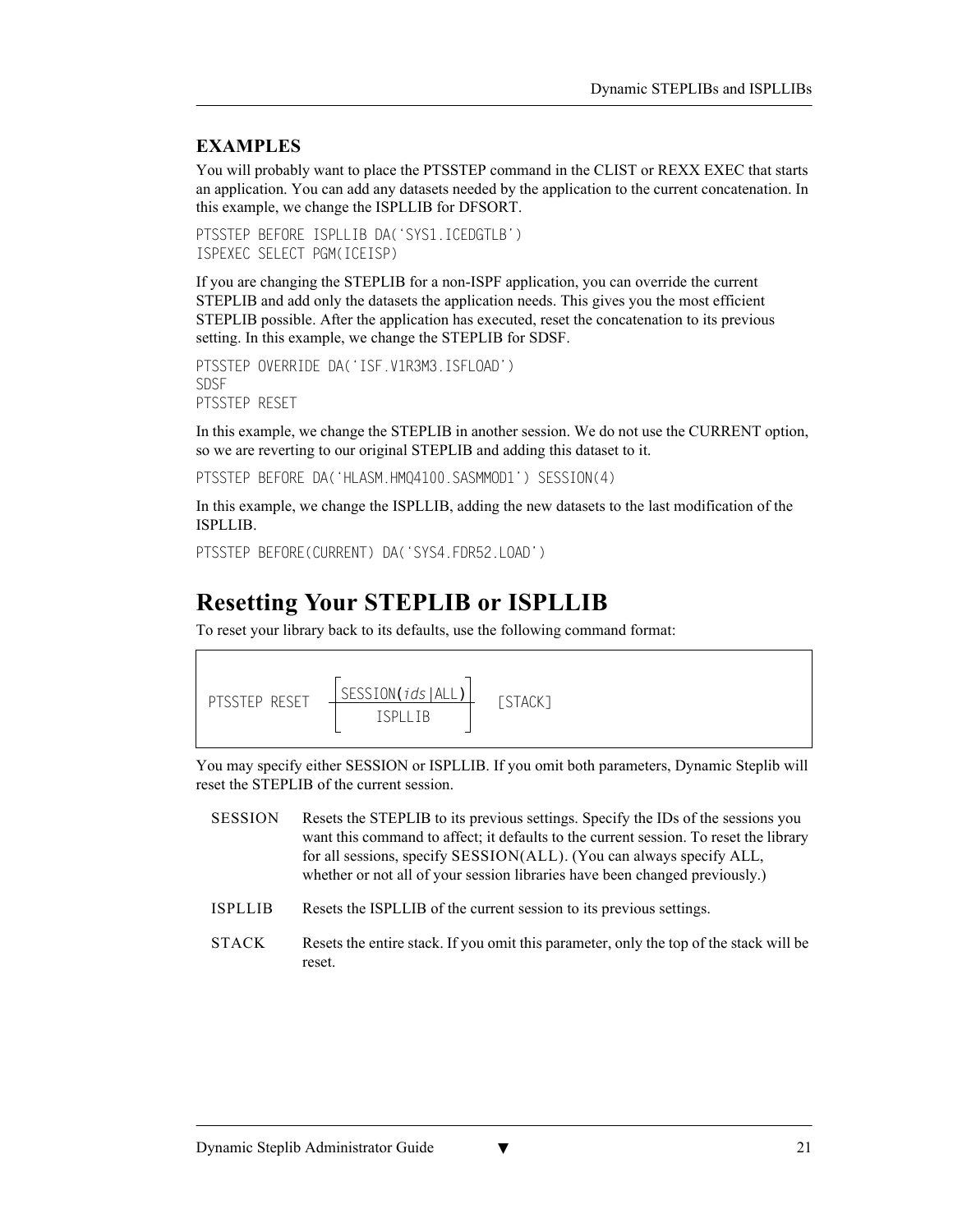### EXAMPLES

You will probably want to place the PTSSTEP command in the CLIST or REXX EXEC that starts an application. You can add any datasets needed by the application to the current concatenation. In this example, we change the ISPLLIB for DFSORT.

```
PTSSTEP BEFORE ISPLLIB DA('SYS1.ICEDGTLB')
ISPEXEC SELECT PGM(ICEISP)
```

If you are changing the STEPLIB for a non-ISPF application, you can override the current STEPLIB and add only the datasets the application needs. This gives you the most efficient STEPLIB possible. After the application has executed, reset the concatenation to its previous setting. In this example, we change the STEPLIB for SDSF.

```
PTSSTEP OVERRIDE DA('ISF.V1R3M3.ISFLOAD')
SDSF
PTSSTEP RESET
```

In this example, we change the STEPLIB in another session. We do not use the CURRENT option, so we are reverting to our original STEPLIB and adding this dataset to it.

```
PTSSTEP BEFORE DA('HLASM.HMQ4100.SASMMOD1') SESSION(4)
```

In this example, we change the ISPLLIB, adding the new datasets to the last modification of the ISPLLIB.

```
PTSSTEP BEFORE(CURRENT) DA('SYS4.FDR52.LOAD')
```

## Resetting Your STEPLIB or ISPLLIB

To reset your library back to its defaults, use the following command format:

```
PTSSTEP RESET  ┌SESSION(ids|ALL)┐  [STACK]
               └    ISPLLIB     ┘
```

You may specify either SESSION or ISPLLIB. If you omit both parameters, Dynamic Steplib will reset the STEPLIB of the current session.

SESSION — Resets the STEPLIB to its previous settings. Specify the IDs of the sessions you want this command to affect; it defaults to the current session. To reset the library for all sessions, specify SESSION(ALL). (You can always specify ALL, whether or not all of your session libraries have been changed previously.)

ISPLLIB — Resets the ISPLLIB of the current session to its previous settings.

STACK — Resets the entire stack. If you omit this parameter, only the top of the stack will be reset.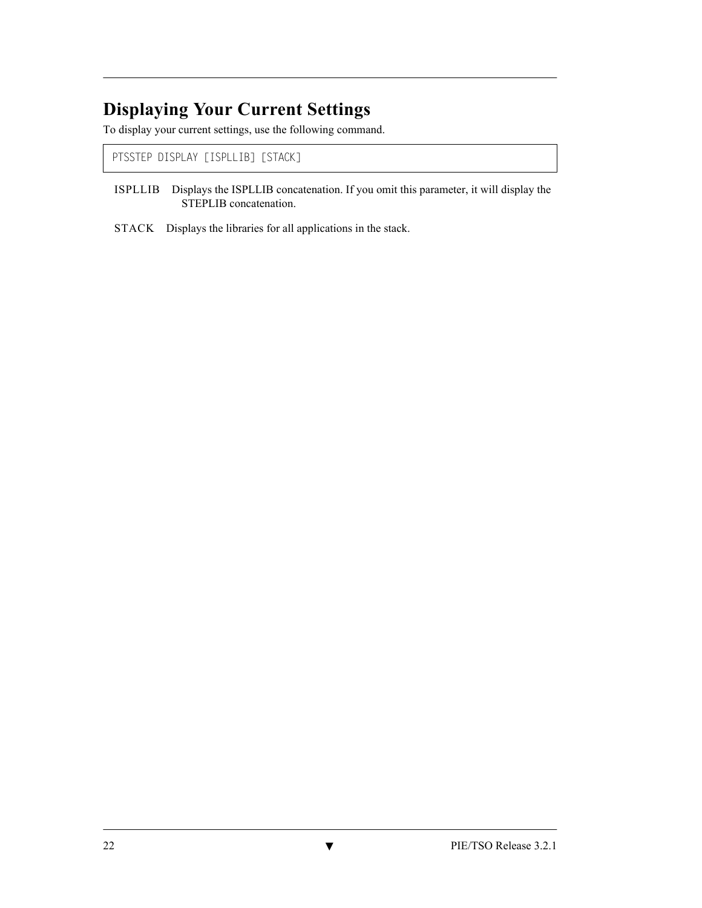## Displaying Your Current Settings

To display your current settings, use the following command.

```
PTSSTEP DISPLAY [ISPLLIB] [STACK]
```

ISPLLIB Displays the ISPLLIB concatenation. If you omit this parameter, it will display the STEPLIB concatenation.

STACK Displays the libraries for all applications in the stack.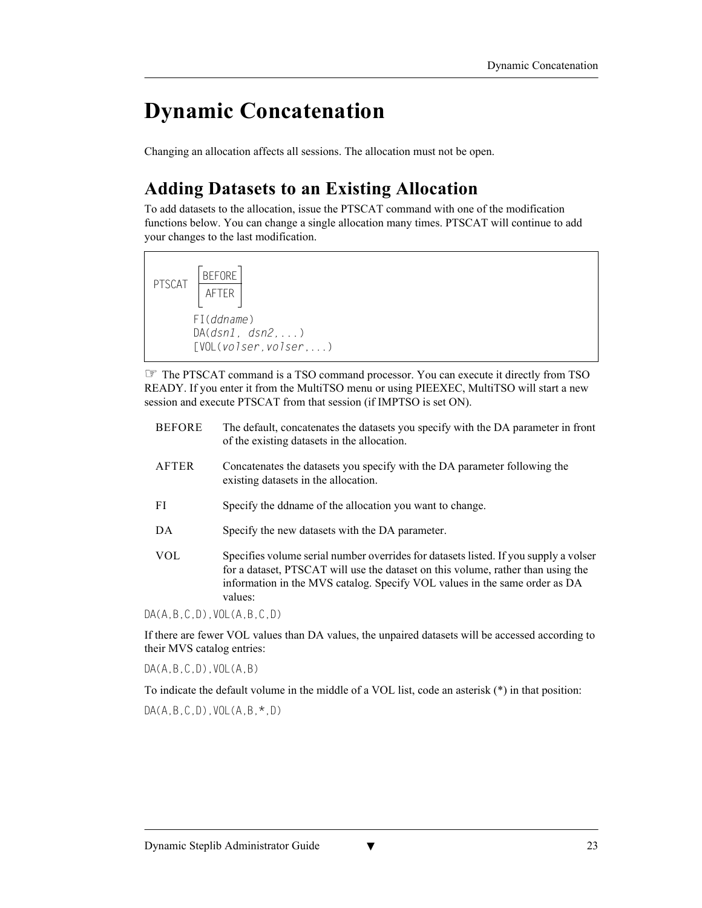# Dynamic Concatenation

Changing an allocation affects all sessions. The allocation must not be open.

## Adding Datasets to an Existing Allocation

To add datasets to the allocation, issue the PTSCAT command with one of the modification functions below. You can change a single allocation many times. PTSCAT will continue to add your changes to the last modification.

```
PTSCAT  [BEFORE]
        [AFTER ]

       FI(ddname)
       DA(dsn1, dsn2,...)
       [VOL(volser,volser,...)
```

☞ The PTSCAT command is a TSO command processor. You can execute it directly from TSO READY. If you enter it from the MultiTSO menu or using PIEEXEC, MultiTSO will start a new session and execute PTSCAT from that session (if IMPTSO is set ON).

| | |
|---|---|
| BEFORE | The default, concatenates the datasets you specify with the DA parameter in front of the existing datasets in the allocation. |
| AFTER | Concatenates the datasets you specify with the DA parameter following the existing datasets in the allocation. |
| FI | Specify the ddname of the allocation you want to change. |
| DA | Specify the new datasets with the DA parameter. |
| VOL | Specifies volume serial number overrides for datasets listed. If you supply a volser for a dataset, PTSCAT will use the dataset on this volume, rather than using the information in the MVS catalog. Specify VOL values in the same order as DA values: |

```
DA(A,B,C,D),VOL(A,B,C,D)
```

If there are fewer VOL values than DA values, the unpaired datasets will be accessed according to their MVS catalog entries:

```
DA(A,B,C,D),VOL(A,B)
```

To indicate the default volume in the middle of a VOL list, code an asterisk (*) in that position:

```
DA(A,B,C,D),VOL(A,B,*,D)
```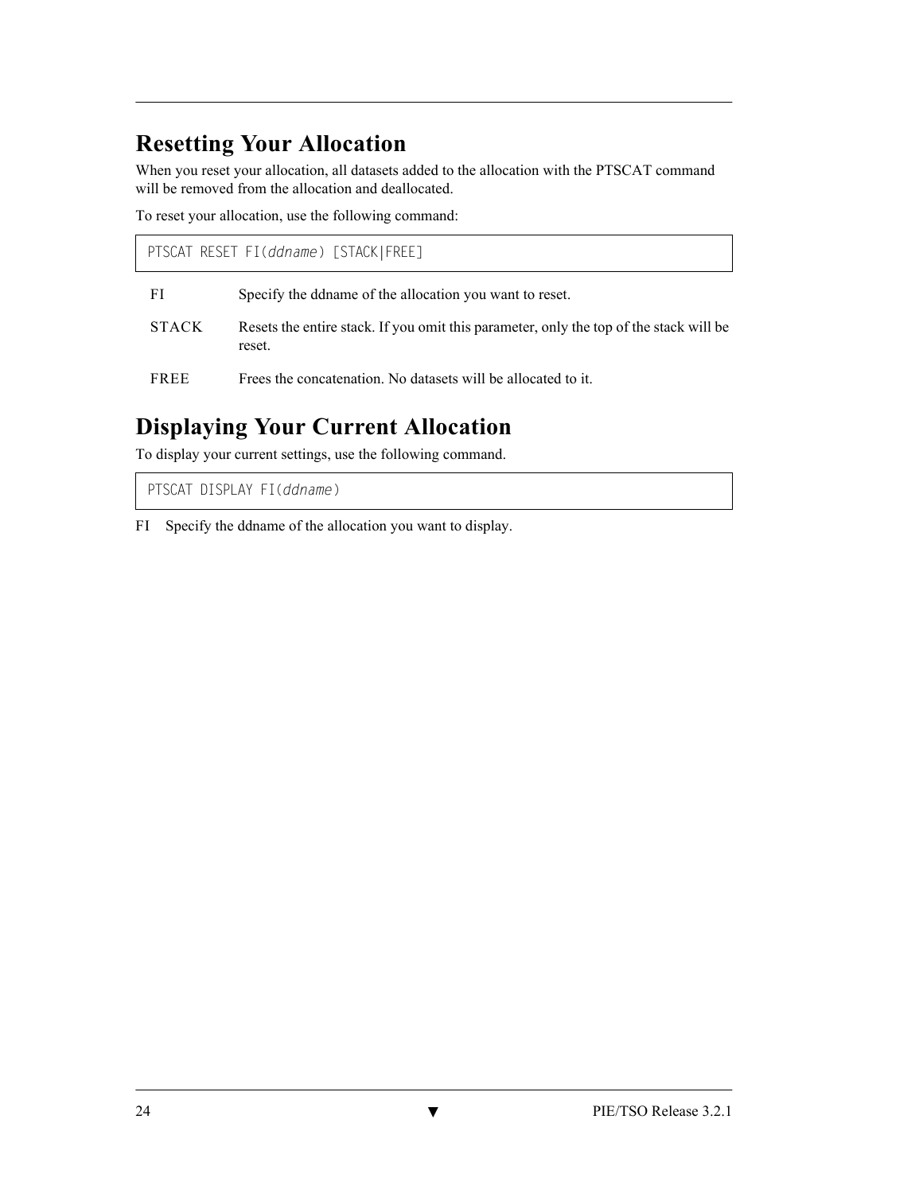## Resetting Your Allocation

When you reset your allocation, all datasets added to the allocation with the PTSCAT command will be removed from the allocation and deallocated.

To reset your allocation, use the following command:

```
PTSCAT RESET FI(ddname) [STACK|FREE]
```

| | |
|---|---|
| FI | Specify the ddname of the allocation you want to reset. |
| STACK | Resets the entire stack. If you omit this parameter, only the top of the stack will be reset. |
| FREE | Frees the concatenation. No datasets will be allocated to it. |

## Displaying Your Current Allocation

To display your current settings, use the following command.

```
PTSCAT DISPLAY FI(ddname)
```

FI Specify the ddname of the allocation you want to display.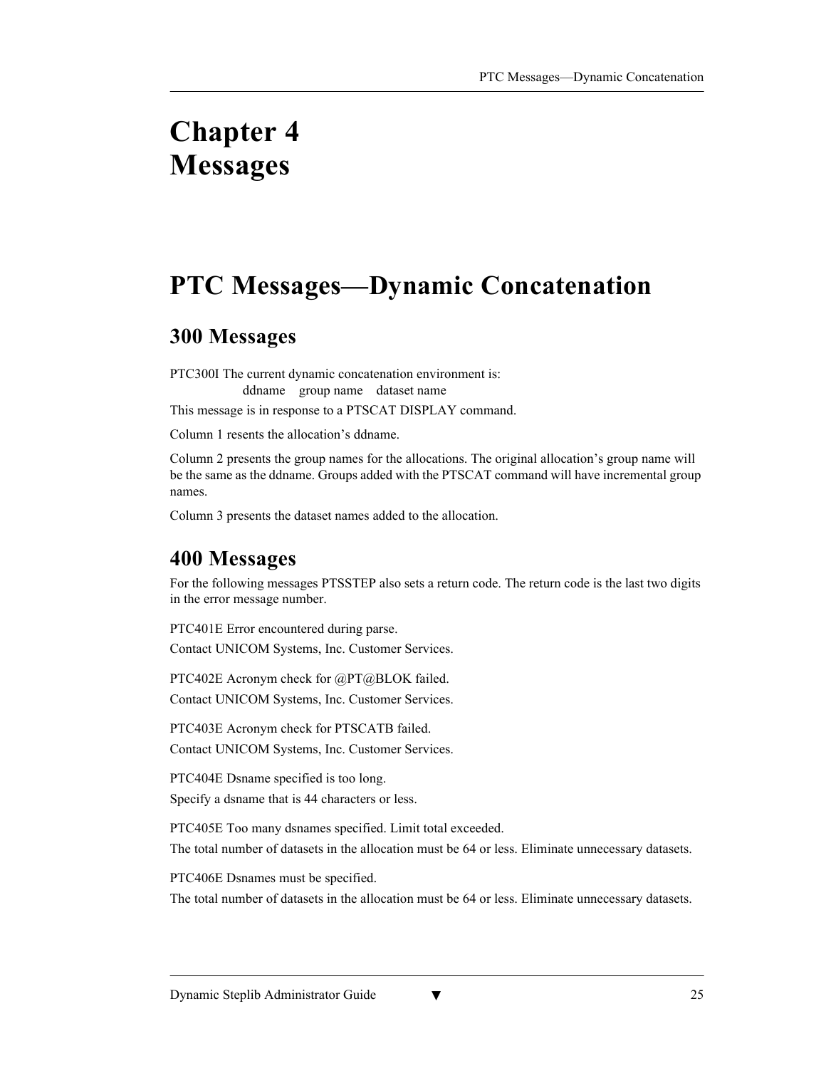# Chapter 4
# Messages

## PTC Messages—Dynamic Concatenation

### 300 Messages

PTC300I The current dynamic concatenation environment is:
ddname    group name    dataset name

This message is in response to a PTSCAT DISPLAY command.

Column 1 resents the allocation's ddname.

Column 2 presents the group names for the allocations. The original allocation's group name will be the same as the ddname. Groups added with the PTSCAT command will have incremental group names.

Column 3 presents the dataset names added to the allocation.

### 400 Messages

For the following messages PTSSTEP also sets a return code. The return code is the last two digits in the error message number.

PTC401E Error encountered during parse.

Contact UNICOM Systems, Inc. Customer Services.

PTC402E Acronym check for @PT@BLOK failed.

Contact UNICOM Systems, Inc. Customer Services.

PTC403E Acronym check for PTSCATB failed.

Contact UNICOM Systems, Inc. Customer Services.

PTC404E Dsname specified is too long.

Specify a dsname that is 44 characters or less.

PTC405E Too many dsnames specified. Limit total exceeded.

The total number of datasets in the allocation must be 64 or less. Eliminate unnecessary datasets.

PTC406E Dsnames must be specified.

The total number of datasets in the allocation must be 64 or less. Eliminate unnecessary datasets.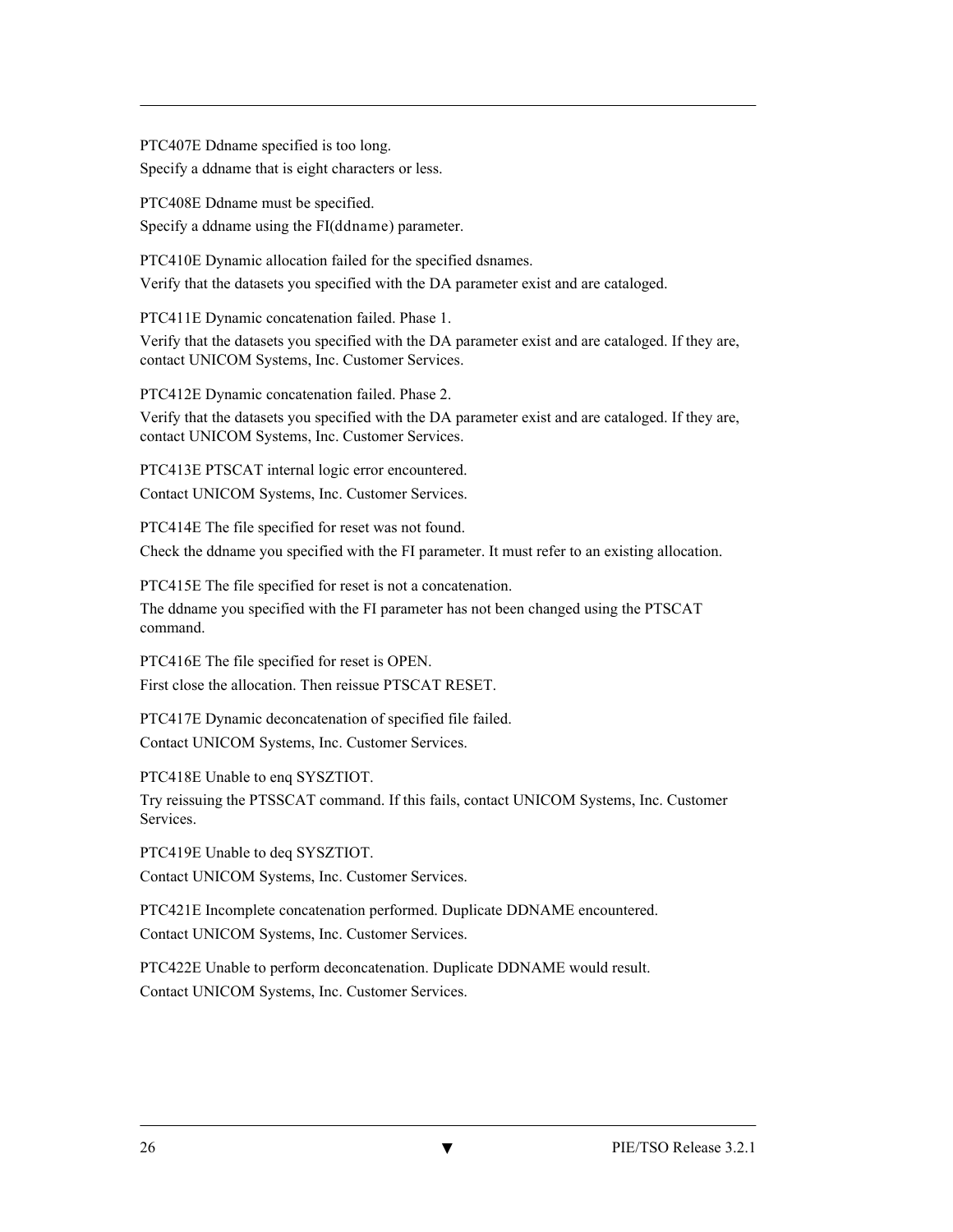PTC407E Ddname specified is too long.

Specify a ddname that is eight characters or less.

PTC408E Ddname must be specified.

Specify a ddname using the FI(*ddname*) parameter.

PTC410E Dynamic allocation failed for the specified dsnames.

Verify that the datasets you specified with the DA parameter exist and are cataloged.

PTC411E Dynamic concatenation failed. Phase 1.

Verify that the datasets you specified with the DA parameter exist and are cataloged. If they are, contact UNICOM Systems, Inc. Customer Services.

PTC412E Dynamic concatenation failed. Phase 2.

Verify that the datasets you specified with the DA parameter exist and are cataloged. If they are, contact UNICOM Systems, Inc. Customer Services.

PTC413E PTSCAT internal logic error encountered.

Contact UNICOM Systems, Inc. Customer Services.

PTC414E The file specified for reset was not found.

Check the ddname you specified with the FI parameter. It must refer to an existing allocation.

PTC415E The file specified for reset is not a concatenation.

The ddname you specified with the FI parameter has not been changed using the PTSCAT command.

PTC416E The file specified for reset is OPEN.

First close the allocation. Then reissue PTSCAT RESET.

PTC417E Dynamic deconcatenation of specified file failed.

Contact UNICOM Systems, Inc. Customer Services.

PTC418E Unable to enq SYSZTIOT.

Try reissuing the PTSSCAT command. If this fails, contact UNICOM Systems, Inc. Customer Services.

PTC419E Unable to deq SYSZTIOT.

Contact UNICOM Systems, Inc. Customer Services.

PTC421E Incomplete concatenation performed. Duplicate DDNAME encountered.

Contact UNICOM Systems, Inc. Customer Services.

PTC422E Unable to perform deconcatenation. Duplicate DDNAME would result.

Contact UNICOM Systems, Inc. Customer Services.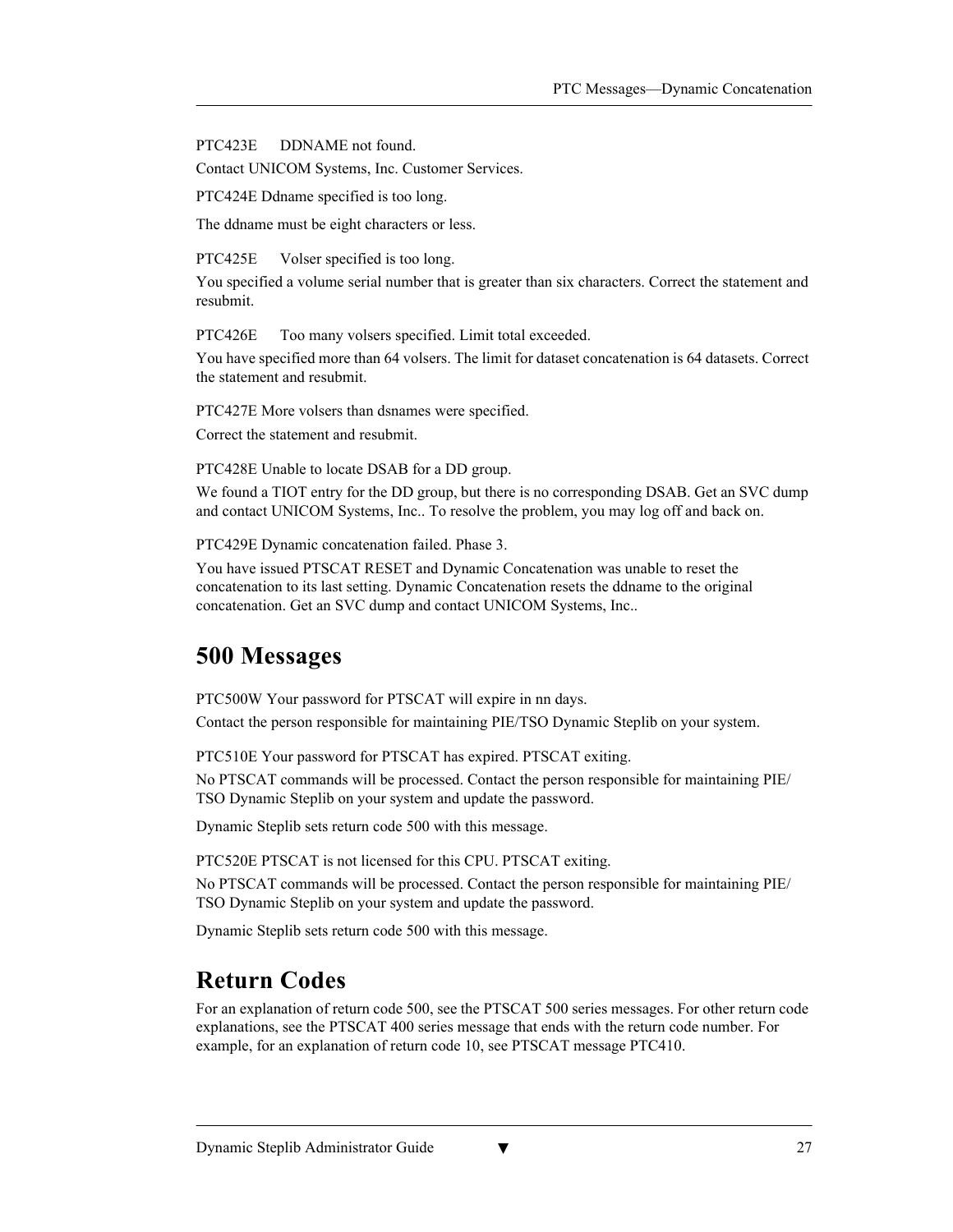PTC423E DDNAME not found.

Contact UNICOM Systems, Inc. Customer Services.

PTC424E Ddname specified is too long.

The ddname must be eight characters or less.

PTC425E Volser specified is too long.

You specified a volume serial number that is greater than six characters. Correct the statement and resubmit.

PTC426E Too many volsers specified. Limit total exceeded.

You have specified more than 64 volsers. The limit for dataset concatenation is 64 datasets. Correct the statement and resubmit.

PTC427E More volsers than dsnames were specified.

Correct the statement and resubmit.

PTC428E Unable to locate DSAB for a DD group.

We found a TIOT entry for the DD group, but there is no corresponding DSAB. Get an SVC dump and contact UNICOM Systems, Inc.. To resolve the problem, you may log off and back on.

PTC429E Dynamic concatenation failed. Phase 3.

You have issued PTSCAT RESET and Dynamic Concatenation was unable to reset the concatenation to its last setting. Dynamic Concatenation resets the ddname to the original concatenation. Get an SVC dump and contact UNICOM Systems, Inc..

## 500 Messages

PTC500W Your password for PTSCAT will expire in nn days.

Contact the person responsible for maintaining PIE/TSO Dynamic Steplib on your system.

PTC510E Your password for PTSCAT has expired. PTSCAT exiting.

No PTSCAT commands will be processed. Contact the person responsible for maintaining PIE/TSO Dynamic Steplib on your system and update the password.

Dynamic Steplib sets return code 500 with this message.

PTC520E PTSCAT is not licensed for this CPU. PTSCAT exiting.

No PTSCAT commands will be processed. Contact the person responsible for maintaining PIE/TSO Dynamic Steplib on your system and update the password.

Dynamic Steplib sets return code 500 with this message.

## Return Codes

For an explanation of return code 500, see the PTSCAT 500 series messages. For other return code explanations, see the PTSCAT 400 series message that ends with the return code number. For example, for an explanation of return code 10, see PTSCAT message PTC410.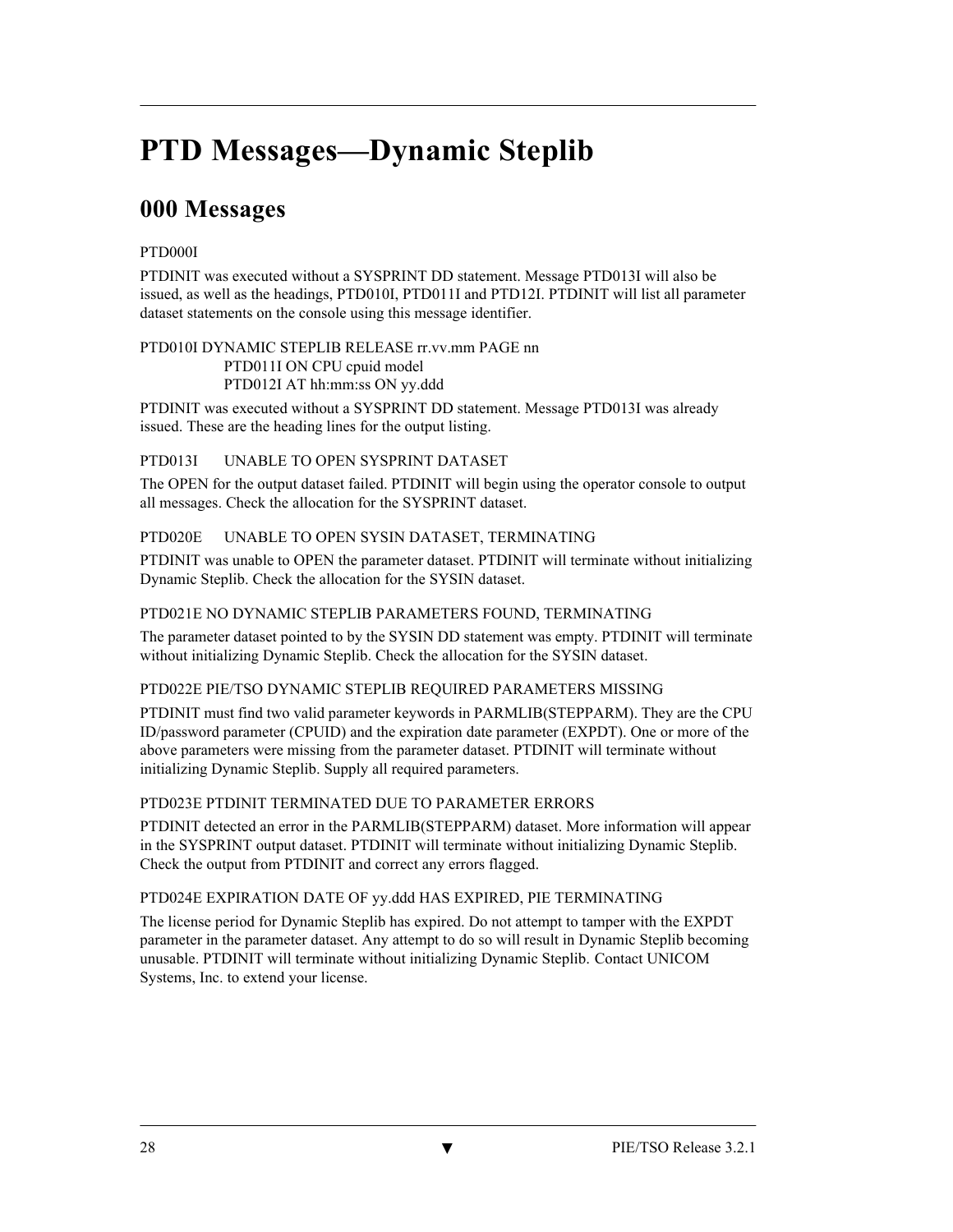# PTD Messages—Dynamic Steplib

## 000 Messages

PTD000I

PTDINIT was executed without a SYSPRINT DD statement. Message PTD013I will also be issued, as well as the headings, PTD010I, PTD011I and PTD12I. PTDINIT will list all parameter dataset statements on the console using this message identifier.

PTD010I DYNAMIC STEPLIB RELEASE rr.vv.mm PAGE nn
PTD011I ON CPU cpuid model
PTD012I AT hh:mm:ss ON yy.ddd

PTDINIT was executed without a SYSPRINT DD statement. Message PTD013I was already issued. These are the heading lines for the output listing.

PTD013I UNABLE TO OPEN SYSPRINT DATASET

The OPEN for the output dataset failed. PTDINIT will begin using the operator console to output all messages. Check the allocation for the SYSPRINT dataset.

PTD020E UNABLE TO OPEN SYSIN DATASET, TERMINATING

PTDINIT was unable to OPEN the parameter dataset. PTDINIT will terminate without initializing Dynamic Steplib. Check the allocation for the SYSIN dataset.

PTD021E NO DYNAMIC STEPLIB PARAMETERS FOUND, TERMINATING

The parameter dataset pointed to by the SYSIN DD statement was empty. PTDINIT will terminate without initializing Dynamic Steplib. Check the allocation for the SYSIN dataset.

PTD022E PIE/TSO DYNAMIC STEPLIB REQUIRED PARAMETERS MISSING

PTDINIT must find two valid parameter keywords in PARMLIB(STEPPARM). They are the CPU ID/password parameter (CPUID) and the expiration date parameter (EXPDT). One or more of the above parameters were missing from the parameter dataset. PTDINIT will terminate without initializing Dynamic Steplib. Supply all required parameters.

PTD023E PTDINIT TERMINATED DUE TO PARAMETER ERRORS

PTDINIT detected an error in the PARMLIB(STEPPARM) dataset. More information will appear in the SYSPRINT output dataset. PTDINIT will terminate without initializing Dynamic Steplib. Check the output from PTDINIT and correct any errors flagged.

PTD024E EXPIRATION DATE OF yy.ddd HAS EXPIRED, PIE TERMINATING

The license period for Dynamic Steplib has expired. Do not attempt to tamper with the EXPDT parameter in the parameter dataset. Any attempt to do so will result in Dynamic Steplib becoming unusable. PTDINIT will terminate without initializing Dynamic Steplib. Contact UNICOM Systems, Inc. to extend your license.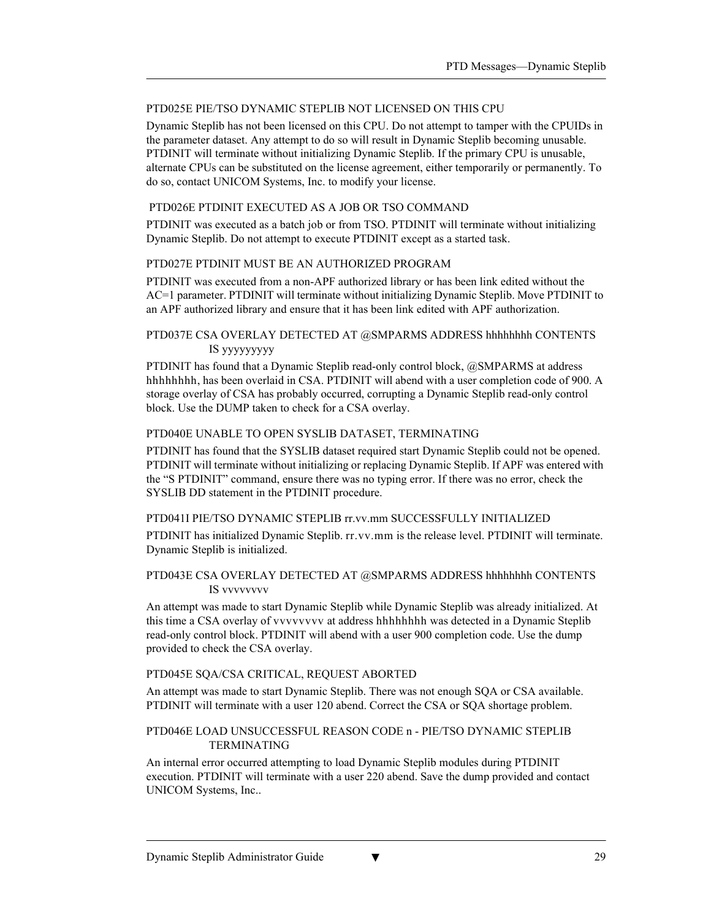PTD025E PIE/TSO DYNAMIC STEPLIB NOT LICENSED ON THIS CPU

Dynamic Steplib has not been licensed on this CPU. Do not attempt to tamper with the CPUIDs in the parameter dataset. Any attempt to do so will result in Dynamic Steplib becoming unusable. PTDINIT will terminate without initializing Dynamic Steplib. If the primary CPU is unusable, alternate CPUs can be substituted on the license agreement, either temporarily or permanently. To do so, contact UNICOM Systems, Inc. to modify your license.

PTD026E PTDINIT EXECUTED AS A JOB OR TSO COMMAND

PTDINIT was executed as a batch job or from TSO. PTDINIT will terminate without initializing Dynamic Steplib. Do not attempt to execute PTDINIT except as a started task.

PTD027E PTDINIT MUST BE AN AUTHORIZED PROGRAM

PTDINIT was executed from a non-APF authorized library or has been link edited without the AC=1 parameter. PTDINIT will terminate without initializing Dynamic Steplib. Move PTDINIT to an APF authorized library and ensure that it has been link edited with APF authorization.

PTD037E CSA OVERLAY DETECTED AT @SMPARMS ADDRESS hhhhhhhh CONTENTS IS yyyyyyyyy

PTDINIT has found that a Dynamic Steplib read-only control block, @SMPARMS at address hhhhhhhh, has been overlaid in CSA. PTDINIT will abend with a user completion code of 900. A storage overlay of CSA has probably occurred, corrupting a Dynamic Steplib read-only control block. Use the DUMP taken to check for a CSA overlay.

PTD040E UNABLE TO OPEN SYSLIB DATASET, TERMINATING

PTDINIT has found that the SYSLIB dataset required start Dynamic Steplib could not be opened. PTDINIT will terminate without initializing or replacing Dynamic Steplib. If APF was entered with the "S PTDINIT" command, ensure there was no typing error. If there was no error, check the SYSLIB DD statement in the PTDINIT procedure.

PTD041I PIE/TSO DYNAMIC STEPLIB rr.vv.mm SUCCESSFULLY INITIALIZED

PTDINIT has initialized Dynamic Steplib. rr.vv.mm is the release level. PTDINIT will terminate. Dynamic Steplib is initialized.

PTD043E CSA OVERLAY DETECTED AT @SMPARMS ADDRESS hhhhhhhh CONTENTS IS vvvvvvvv

An attempt was made to start Dynamic Steplib while Dynamic Steplib was already initialized. At this time a CSA overlay of vvvvvvvv at address hhhhhhhh was detected in a Dynamic Steplib read-only control block. PTDINIT will abend with a user 900 completion code. Use the dump provided to check the CSA overlay.

PTD045E SQA/CSA CRITICAL, REQUEST ABORTED

An attempt was made to start Dynamic Steplib. There was not enough SQA or CSA available. PTDINIT will terminate with a user 120 abend. Correct the CSA or SQA shortage problem.

PTD046E LOAD UNSUCCESSFUL REASON CODE n - PIE/TSO DYNAMIC STEPLIB TERMINATING

An internal error occurred attempting to load Dynamic Steplib modules during PTDINIT execution. PTDINIT will terminate with a user 220 abend. Save the dump provided and contact UNICOM Systems, Inc..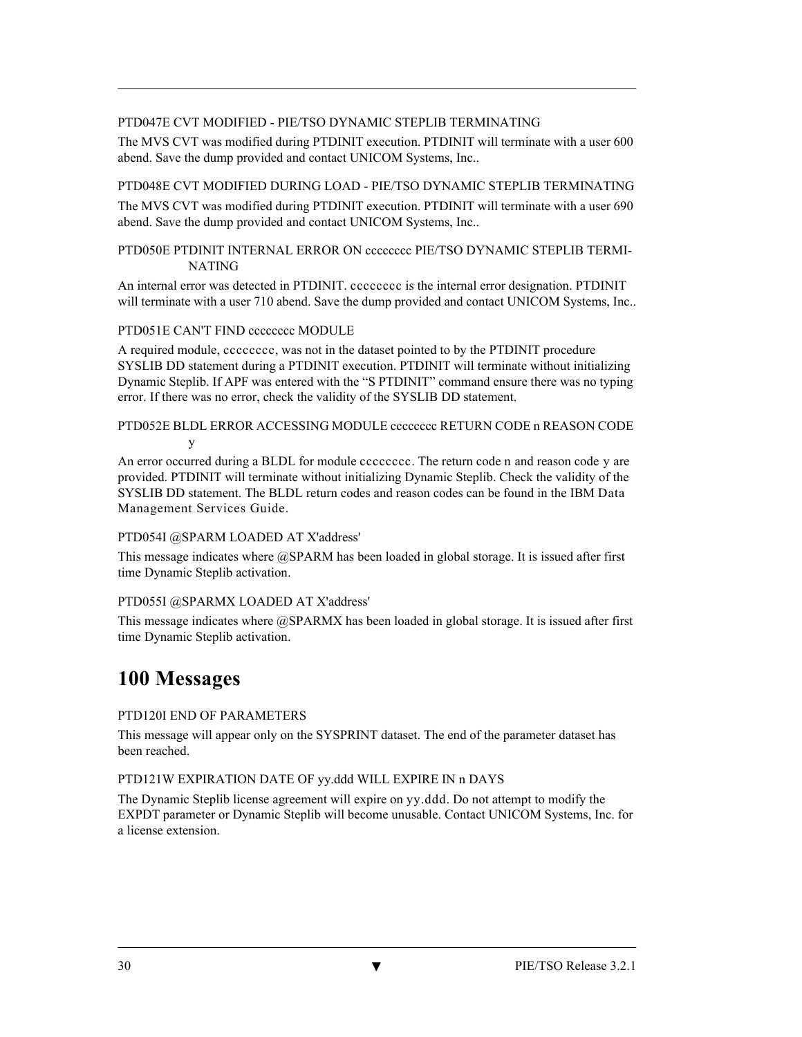PTD047E CVT MODIFIED - PIE/TSO DYNAMIC STEPLIB TERMINATING

The MVS CVT was modified during PTDINIT execution. PTDINIT will terminate with a user 600 abend. Save the dump provided and contact UNICOM Systems, Inc..

PTD048E CVT MODIFIED DURING LOAD - PIE/TSO DYNAMIC STEPLIB TERMINATING

The MVS CVT was modified during PTDINIT execution. PTDINIT will terminate with a user 690 abend. Save the dump provided and contact UNICOM Systems, Inc..

PTD050E PTDINIT INTERNAL ERROR ON cccccccc PIE/TSO DYNAMIC STEPLIB TERMINATING

An internal error was detected in PTDINIT. cccccccc is the internal error designation. PTDINIT will terminate with a user 710 abend. Save the dump provided and contact UNICOM Systems, Inc..

PTD051E CAN'T FIND cccccccc MODULE

A required module, cccccccc, was not in the dataset pointed to by the PTDINIT procedure SYSLIB DD statement during a PTDINIT execution. PTDINIT will terminate without initializing Dynamic Steplib. If APF was entered with the "S PTDINIT" command ensure there was no typing error. If there was no error, check the validity of the SYSLIB DD statement.

PTD052E BLDL ERROR ACCESSING MODULE cccccccc RETURN CODE n REASON CODE y

An error occurred during a BLDL for module cccccccc. The return code n and reason code y are provided. PTDINIT will terminate without initializing Dynamic Steplib. Check the validity of the SYSLIB DD statement. The BLDL return codes and reason codes can be found in the IBM Data Management Services Guide.

PTD054I @SPARM LOADED AT X'address'

This message indicates where @SPARM has been loaded in global storage. It is issued after first time Dynamic Steplib activation.

PTD055I @SPARMX LOADED AT X'address'

This message indicates where @SPARMX has been loaded in global storage. It is issued after first time Dynamic Steplib activation.

# 100 Messages

PTD120I END OF PARAMETERS

This message will appear only on the SYSPRINT dataset. The end of the parameter dataset has been reached.

PTD121W EXPIRATION DATE OF yy.ddd WILL EXPIRE IN n DAYS

The Dynamic Steplib license agreement will expire on yy.ddd. Do not attempt to modify the EXPDT parameter or Dynamic Steplib will become unusable. Contact UNICOM Systems, Inc. for a license extension.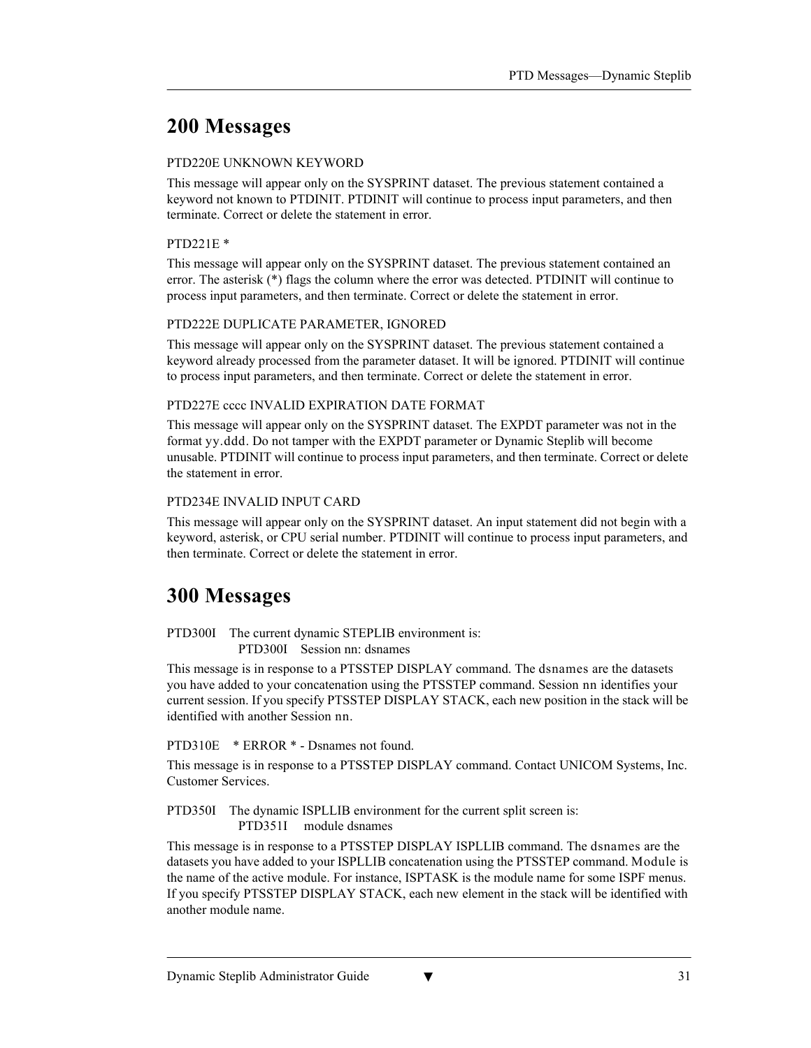# 200 Messages

PTD220E UNKNOWN KEYWORD

This message will appear only on the SYSPRINT dataset. The previous statement contained a keyword not known to PTDINIT. PTDINIT will continue to process input parameters, and then terminate. Correct or delete the statement in error.

PTD221E *

This message will appear only on the SYSPRINT dataset. The previous statement contained an error. The asterisk (*) flags the column where the error was detected. PTDINIT will continue to process input parameters, and then terminate. Correct or delete the statement in error.

PTD222E DUPLICATE PARAMETER, IGNORED

This message will appear only on the SYSPRINT dataset. The previous statement contained a keyword already processed from the parameter dataset. It will be ignored. PTDINIT will continue to process input parameters, and then terminate. Correct or delete the statement in error.

PTD227E cccc INVALID EXPIRATION DATE FORMAT

This message will appear only on the SYSPRINT dataset. The EXPDT parameter was not in the format yy.ddd. Do not tamper with the EXPDT parameter or Dynamic Steplib will become unusable. PTDINIT will continue to process input parameters, and then terminate. Correct or delete the statement in error.

PTD234E INVALID INPUT CARD

This message will appear only on the SYSPRINT dataset. An input statement did not begin with a keyword, asterisk, or CPU serial number. PTDINIT will continue to process input parameters, and then terminate. Correct or delete the statement in error.

# 300 Messages

PTD300I The current dynamic STEPLIB environment is:
    PTD300I Session nn: dsnames

This message is in response to a PTSSTEP DISPLAY command. The dsnames are the datasets you have added to your concatenation using the PTSSTEP command. Session nn identifies your current session. If you specify PTSSTEP DISPLAY STACK, each new position in the stack will be identified with another Session nn.

PTD310E * ERROR * - Dsnames not found.

This message is in response to a PTSSTEP DISPLAY command. Contact UNICOM Systems, Inc. Customer Services.

PTD350I The dynamic ISPLLIB environment for the current split screen is:
    PTD351I module dsnames

This message is in response to a PTSSTEP DISPLAY ISPLLIB command. The dsnames are the datasets you have added to your ISPLLIB concatenation using the PTSSTEP command. Module is the name of the active module. For instance, ISPTASK is the module name for some ISPF menus. If you specify PTSSTEP DISPLAY STACK, each new element in the stack will be identified with another module name.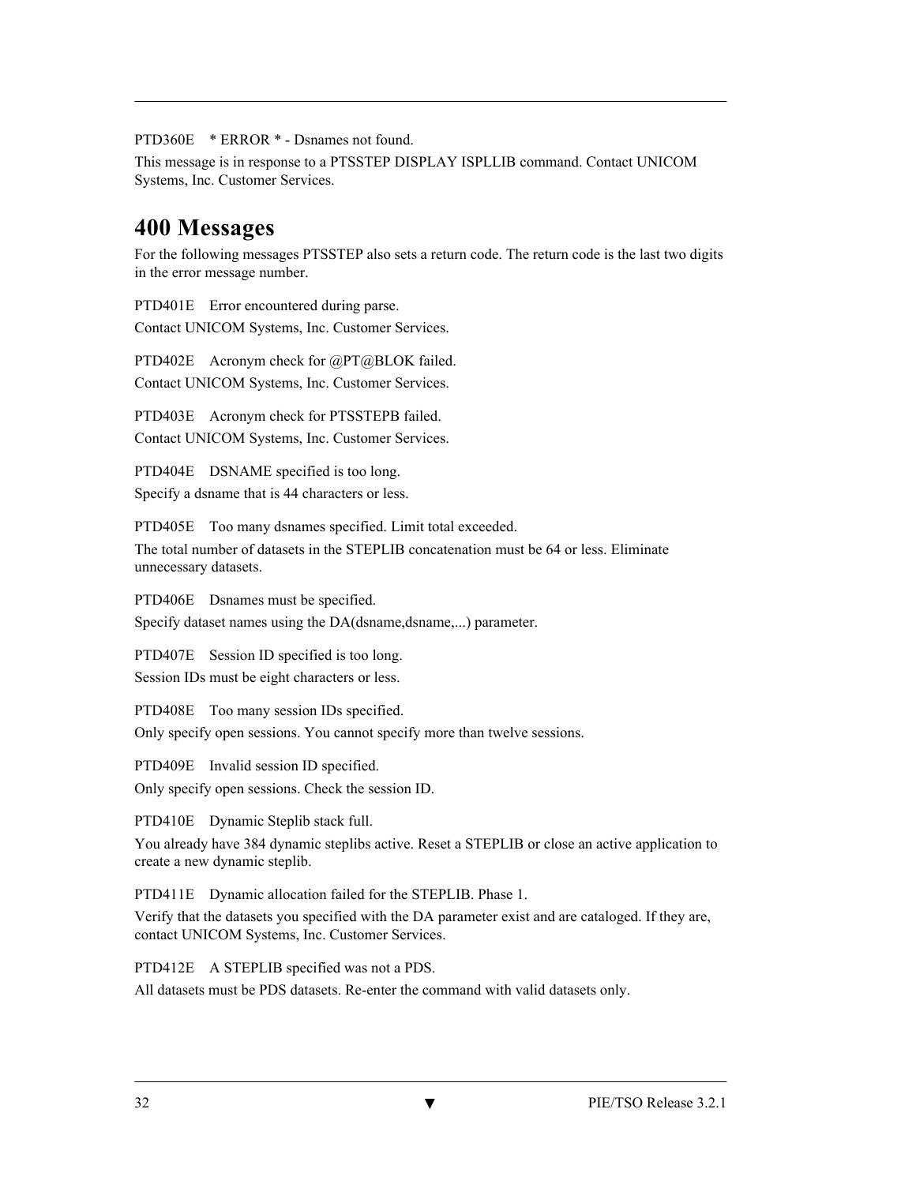PTD360E * ERROR * - Dsnames not found.

This message is in response to a PTSSTEP DISPLAY ISPLLIB command. Contact UNICOM Systems, Inc. Customer Services.

## 400 Messages

For the following messages PTSSTEP also sets a return code. The return code is the last two digits in the error message number.

PTD401E Error encountered during parse.

Contact UNICOM Systems, Inc. Customer Services.

PTD402E Acronym check for @PT@BLOK failed.

Contact UNICOM Systems, Inc. Customer Services.

PTD403E Acronym check for PTSSTEPB failed.

Contact UNICOM Systems, Inc. Customer Services.

PTD404E DSNAME specified is too long.

Specify a dsname that is 44 characters or less.

PTD405E Too many dsnames specified. Limit total exceeded.

The total number of datasets in the STEPLIB concatenation must be 64 or less. Eliminate unnecessary datasets.

PTD406E Dsnames must be specified.

Specify dataset names using the DA(dsname,dsname,...) parameter.

PTD407E Session ID specified is too long.

Session IDs must be eight characters or less.

PTD408E Too many session IDs specified.

Only specify open sessions. You cannot specify more than twelve sessions.

PTD409E Invalid session ID specified.

Only specify open sessions. Check the session ID.

PTD410E Dynamic Steplib stack full.

You already have 384 dynamic steplibs active. Reset a STEPLIB or close an active application to create a new dynamic steplib.

PTD411E Dynamic allocation failed for the STEPLIB. Phase 1.

Verify that the datasets you specified with the DA parameter exist and are cataloged. If they are, contact UNICOM Systems, Inc. Customer Services.

PTD412E A STEPLIB specified was not a PDS.

All datasets must be PDS datasets. Re-enter the command with valid datasets only.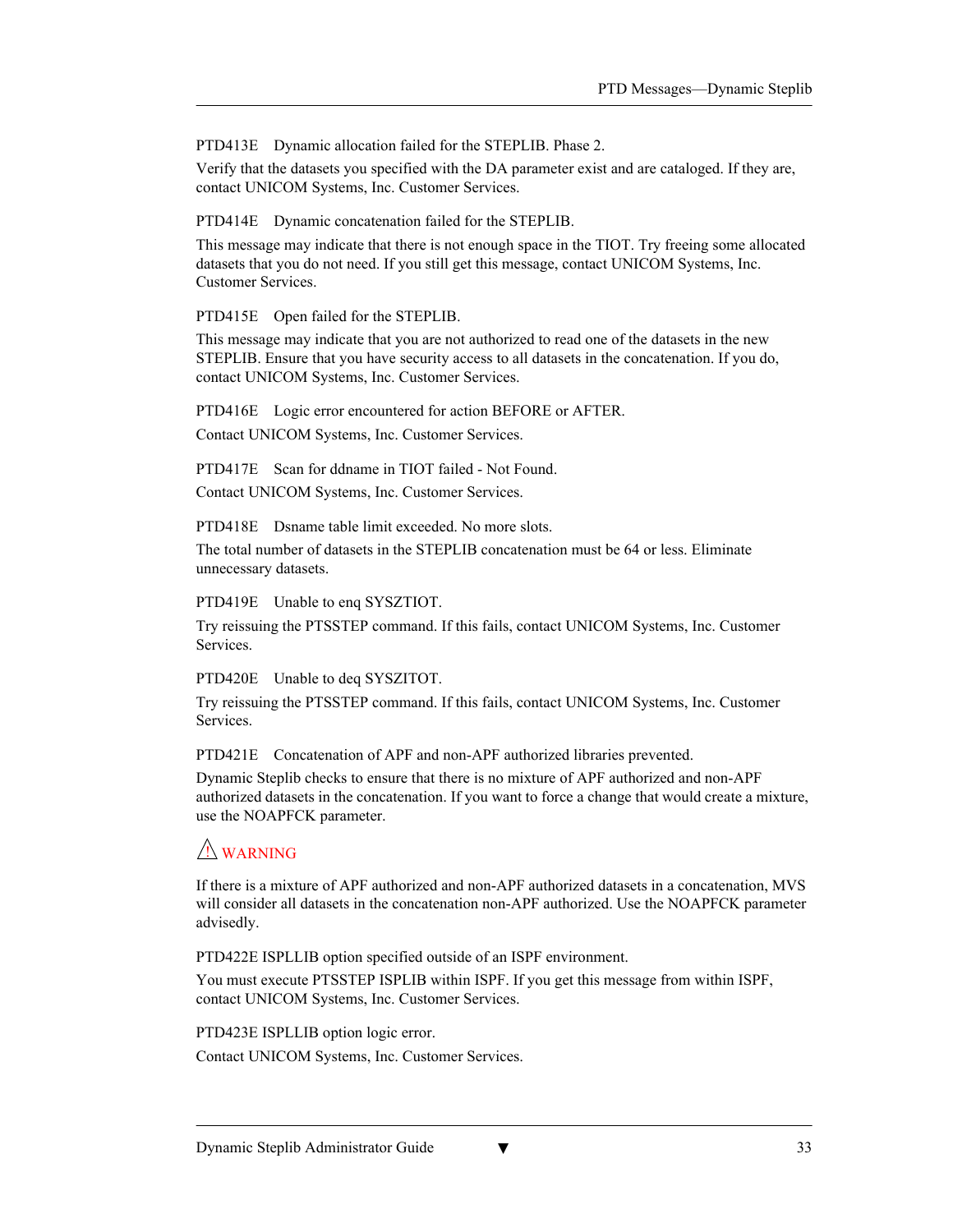PTD413E Dynamic allocation failed for the STEPLIB. Phase 2.

Verify that the datasets you specified with the DA parameter exist and are cataloged. If they are, contact UNICOM Systems, Inc. Customer Services.

PTD414E Dynamic concatenation failed for the STEPLIB.

This message may indicate that there is not enough space in the TIOT. Try freeing some allocated datasets that you do not need. If you still get this message, contact UNICOM Systems, Inc. Customer Services.

PTD415E Open failed for the STEPLIB.

This message may indicate that you are not authorized to read one of the datasets in the new STEPLIB. Ensure that you have security access to all datasets in the concatenation. If you do, contact UNICOM Systems, Inc. Customer Services.

PTD416E Logic error encountered for action BEFORE or AFTER.

Contact UNICOM Systems, Inc. Customer Services.

PTD417E Scan for ddname in TIOT failed - Not Found.

Contact UNICOM Systems, Inc. Customer Services.

PTD418E Dsname table limit exceeded. No more slots.

The total number of datasets in the STEPLIB concatenation must be 64 or less. Eliminate unnecessary datasets.

PTD419E Unable to enq SYSZTIOT.

Try reissuing the PTSSTEP command. If this fails, contact UNICOM Systems, Inc. Customer Services.

PTD420E Unable to deq SYSZITOT.

Try reissuing the PTSSTEP command. If this fails, contact UNICOM Systems, Inc. Customer Services.

PTD421E Concatenation of APF and non-APF authorized libraries prevented.

Dynamic Steplib checks to ensure that there is no mixture of APF authorized and non-APF authorized datasets in the concatenation. If you want to force a change that would create a mixture, use the NOAPFCK parameter.

⚠ WARNING

If there is a mixture of APF authorized and non-APF authorized datasets in a concatenation, MVS will consider all datasets in the concatenation non-APF authorized. Use the NOAPFCK parameter advisedly.

PTD422E ISPLLIB option specified outside of an ISPF environment.

You must execute PTSSTEP ISPLIB within ISPF. If you get this message from within ISPF, contact UNICOM Systems, Inc. Customer Services.

PTD423E ISPLLIB option logic error.

Contact UNICOM Systems, Inc. Customer Services.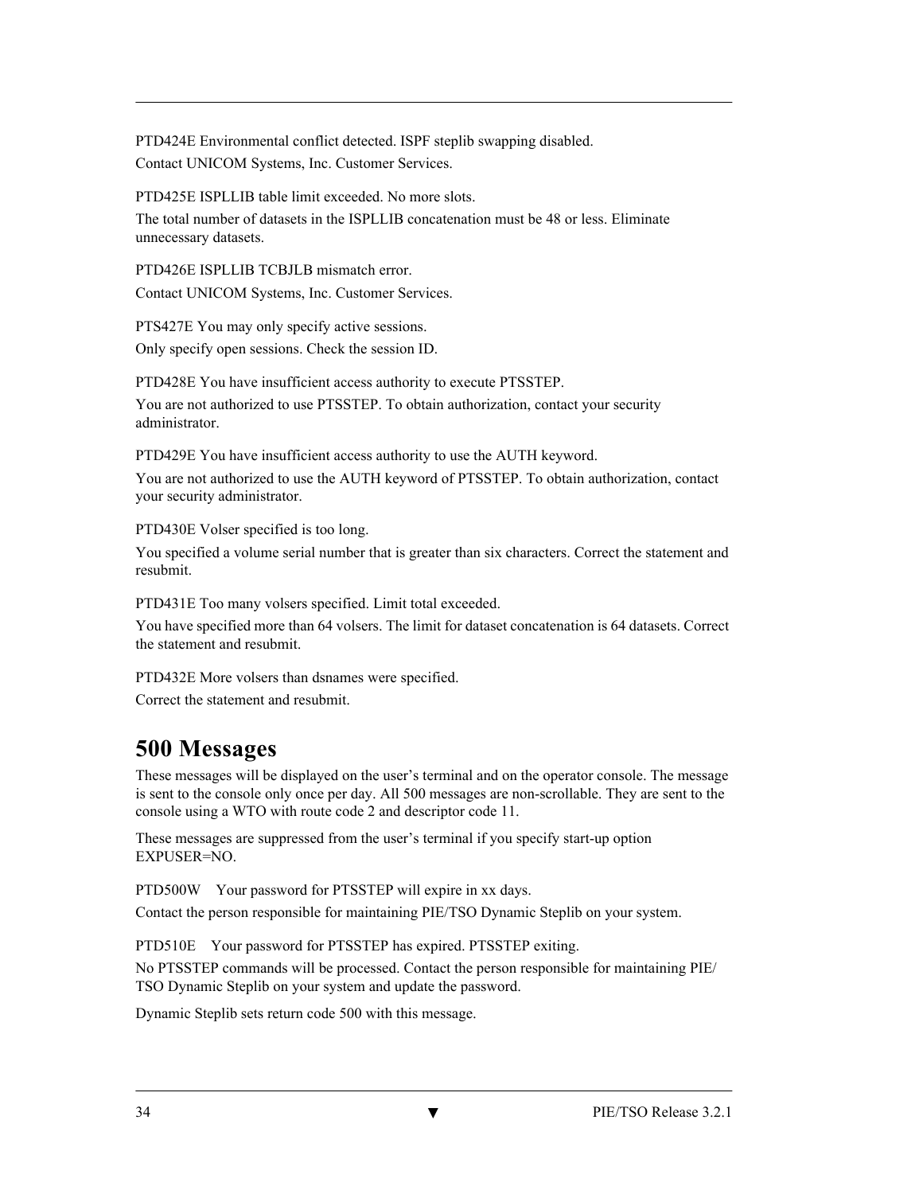PTD424E Environmental conflict detected. ISPF steplib swapping disabled.

Contact UNICOM Systems, Inc. Customer Services.

PTD425E ISPLLIB table limit exceeded. No more slots.

The total number of datasets in the ISPLLIB concatenation must be 48 or less. Eliminate unnecessary datasets.

PTD426E ISPLLIB TCBJLB mismatch error.

Contact UNICOM Systems, Inc. Customer Services.

PTS427E You may only specify active sessions.

Only specify open sessions. Check the session ID.

PTD428E You have insufficient access authority to execute PTSSTEP.

You are not authorized to use PTSSTEP. To obtain authorization, contact your security administrator.

PTD429E You have insufficient access authority to use the AUTH keyword.

You are not authorized to use the AUTH keyword of PTSSTEP. To obtain authorization, contact your security administrator.

PTD430E Volser specified is too long.

You specified a volume serial number that is greater than six characters. Correct the statement and resubmit.

PTD431E Too many volsers specified. Limit total exceeded.

You have specified more than 64 volsers. The limit for dataset concatenation is 64 datasets. Correct the statement and resubmit.

PTD432E More volsers than dsnames were specified.

Correct the statement and resubmit.

# 500 Messages

These messages will be displayed on the user's terminal and on the operator console. The message is sent to the console only once per day. All 500 messages are non-scrollable. They are sent to the console using a WTO with route code 2 and descriptor code 11.

These messages are suppressed from the user's terminal if you specify start-up option EXPUSER=NO.

PTD500W Your password for PTSSTEP will expire in xx days.

Contact the person responsible for maintaining PIE/TSO Dynamic Steplib on your system.

PTD510E Your password for PTSSTEP has expired. PTSSTEP exiting.

No PTSSTEP commands will be processed. Contact the person responsible for maintaining PIE/TSO Dynamic Steplib on your system and update the password.

Dynamic Steplib sets return code 500 with this message.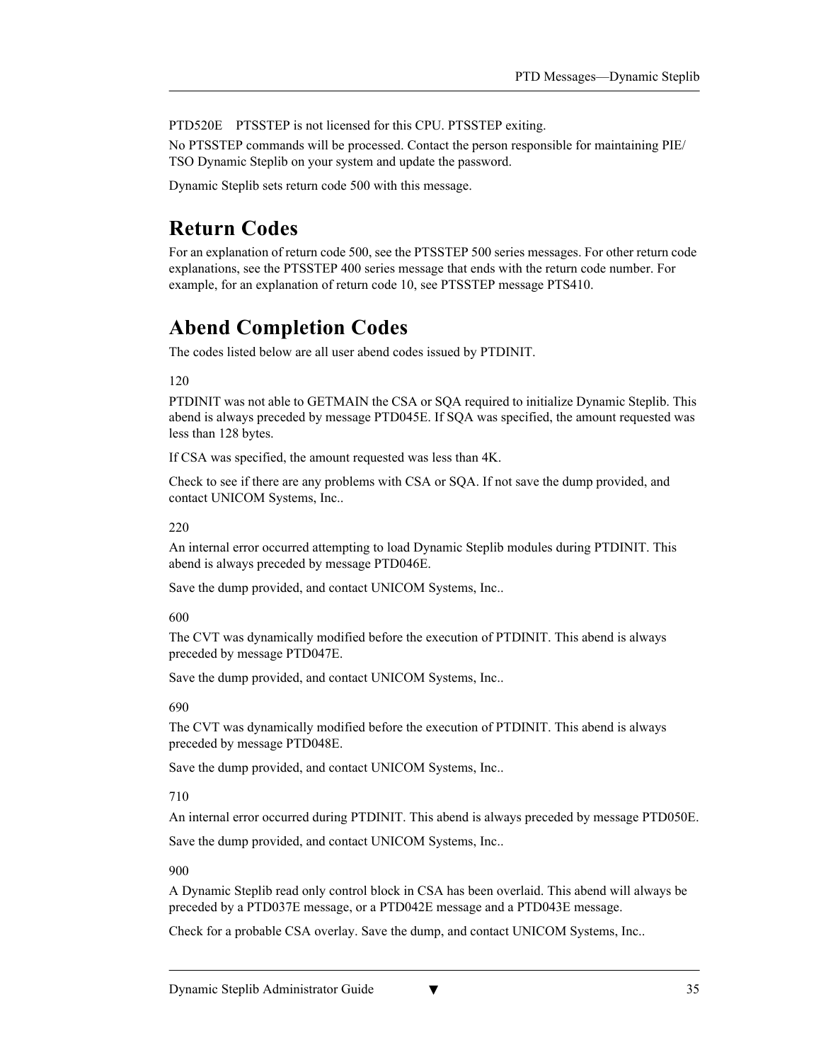PTD520E    PTSSTEP is not licensed for this CPU. PTSSTEP exiting.

No PTSSTEP commands will be processed. Contact the person responsible for maintaining PIE/TSO Dynamic Steplib on your system and update the password.

Dynamic Steplib sets return code 500 with this message.

# Return Codes

For an explanation of return code 500, see the PTSSTEP 500 series messages. For other return code explanations, see the PTSSTEP 400 series message that ends with the return code number. For example, for an explanation of return code 10, see PTSSTEP message PTS410.

# Abend Completion Codes

The codes listed below are all user abend codes issued by PTDINIT.

120

PTDINIT was not able to GETMAIN the CSA or SQA required to initialize Dynamic Steplib. This abend is always preceded by message PTD045E. If SQA was specified, the amount requested was less than 128 bytes.

If CSA was specified, the amount requested was less than 4K.

Check to see if there are any problems with CSA or SQA. If not save the dump provided, and contact UNICOM Systems, Inc..

220

An internal error occurred attempting to load Dynamic Steplib modules during PTDINIT. This abend is always preceded by message PTD046E.

Save the dump provided, and contact UNICOM Systems, Inc..

600

The CVT was dynamically modified before the execution of PTDINIT. This abend is always preceded by message PTD047E.

Save the dump provided, and contact UNICOM Systems, Inc..

690

The CVT was dynamically modified before the execution of PTDINIT. This abend is always preceded by message PTD048E.

Save the dump provided, and contact UNICOM Systems, Inc..

710

An internal error occurred during PTDINIT. This abend is always preceded by message PTD050E.

Save the dump provided, and contact UNICOM Systems, Inc..

900

A Dynamic Steplib read only control block in CSA has been overlaid. This abend will always be preceded by a PTD037E message, or a PTD042E message and a PTD043E message.

Check for a probable CSA overlay. Save the dump, and contact UNICOM Systems, Inc..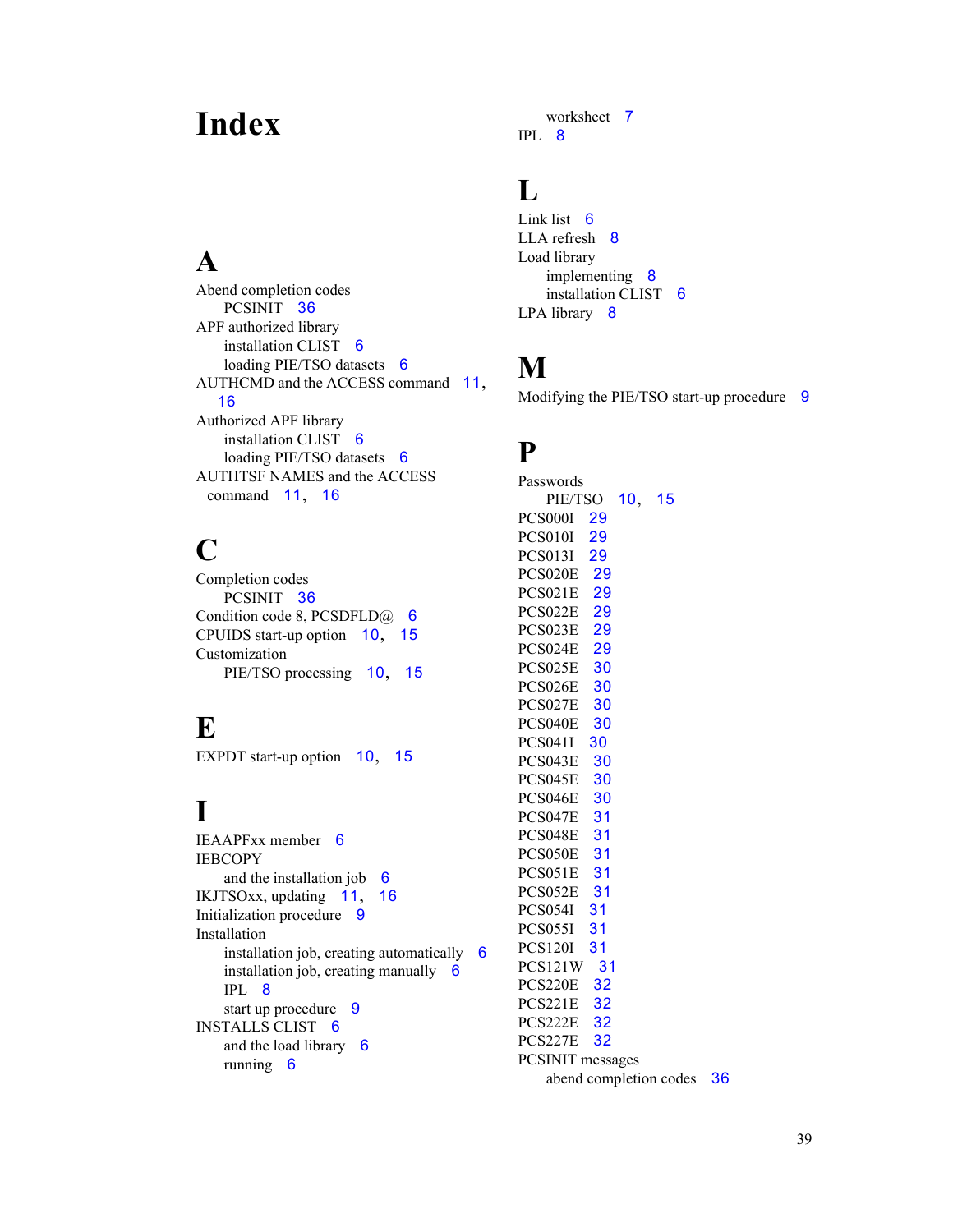# Index

## A

Abend completion codes
- PCSINIT 36

APF authorized library
- installation CLIST 6
- loading PIE/TSO datasets 6

AUTHCMD and the ACCESS command 11, 16

Authorized APF library
- installation CLIST 6
- loading PIE/TSO datasets 6

AUTHTSF NAMES and the ACCESS command 11, 16

## C

Completion codes
- PCSINIT 36

Condition code 8, PCSDFLD@ 6

CPUIDS start-up option 10, 15

Customization
- PIE/TSO processing 10, 15

## E

EXPDT start-up option 10, 15

## I

IEAAPFxx member 6

IEBCOPY
- and the installation job 6

IKJTSOxx, updating 11, 16

Initialization procedure 9

Installation
- installation job, creating automatically 6
- installation job, creating manually 6
- IPL 8
- start up procedure 9

INSTALLS CLIST 6
- and the load library 6
- running 6
- worksheet 7

IPL 8

## L

Link list 6

LLA refresh 8

Load library
- implementing 8
- installation CLIST 6

LPA library 8

## M

Modifying the PIE/TSO start-up procedure 9

## P

Passwords
- PIE/TSO 10, 15

PCS000I 29

PCS010I 29

PCS013I 29

PCS020E 29

PCS021E 29

PCS022E 29

PCS023E 29

PCS024E 29

PCS025E 30

PCS026E 30

PCS027E 30

PCS040E 30

PCS041I 30

PCS043E 30

PCS045E 30

PCS046E 30

PCS047E 31

PCS048E 31

PCS050E 31

PCS051E 31

PCS052E 31

PCS054I 31

PCS055I 31

PCS120I 31

PCS121W 31

PCS220E 32

PCS221E 32

PCS222E 32

PCS227E 32

PCSINIT messages
- abend completion codes 36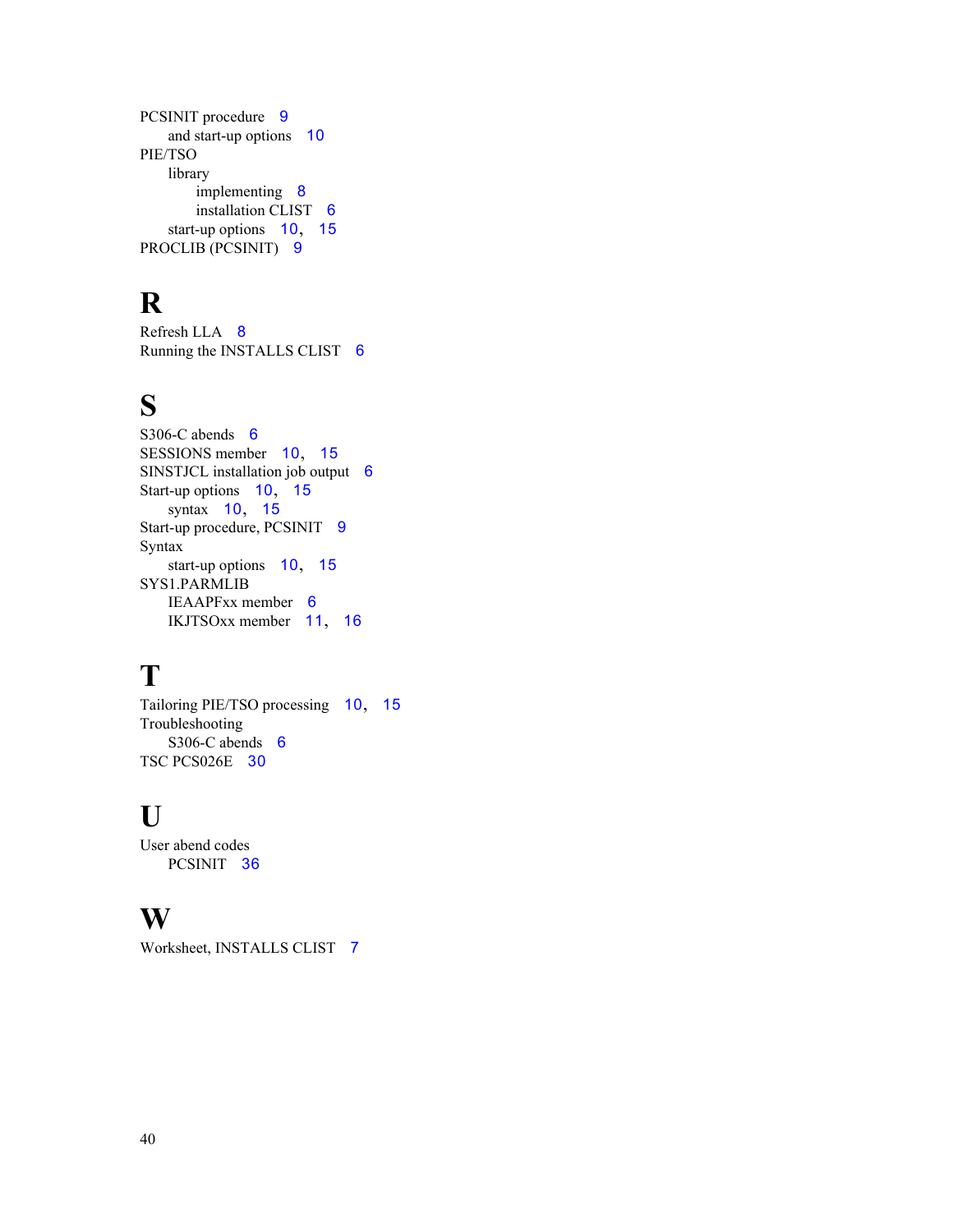PCSINIT procedure 9
    and start-up options 10
PIE/TSO
    library
        implementing 8
        installation CLIST 6
    start-up options 10, 15
PROCLIB (PCSINIT) 9

# R

Refresh LLA 8
Running the INSTALLS CLIST 6

# S

S306-C abends 6
SESSIONS member 10, 15
SINSTJCL installation job output 6
Start-up options 10, 15
    syntax 10, 15
Start-up procedure, PCSINIT 9
Syntax
    start-up options 10, 15
SYS1.PARMLIB
    IEAAPFxx member 6
    IKJTSOxx member 11, 16

# T

Tailoring PIE/TSO processing 10, 15
Troubleshooting
    S306-C abends 6
TSC PCS026E 30

# U

User abend codes
    PCSINIT 36

# W

Worksheet, INSTALLS CLIST 7